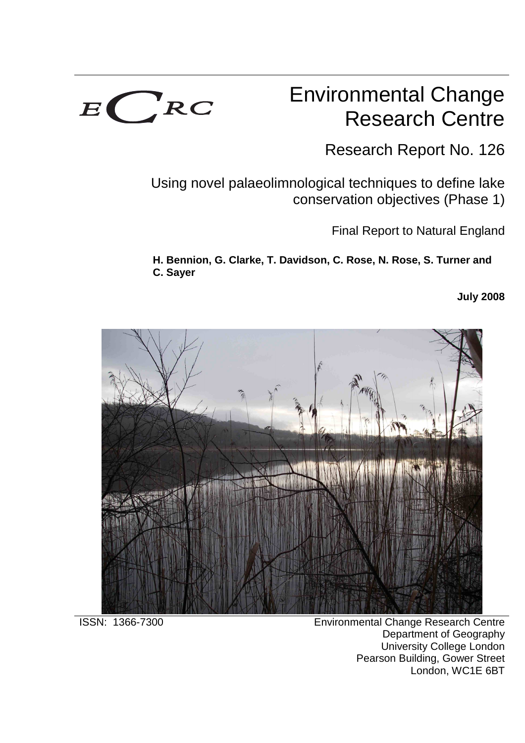ECRC

# Environmental Change Research Centre

## Research Report No. 126

## Using novel palaeolimnological techniques to define lake conservation objectives (Phase 1)

Final Report to Natural England

**H. Bennion, G. Clarke, T. Davidson, C. Rose, N. Rose, S. Turner and C. Sayer**

**July 2008**

ISSN: 1366-7300

Environmental Change Research Centre
Department of Geography
University College London
Pearson Building, Gower Street
London, WC1E 6BT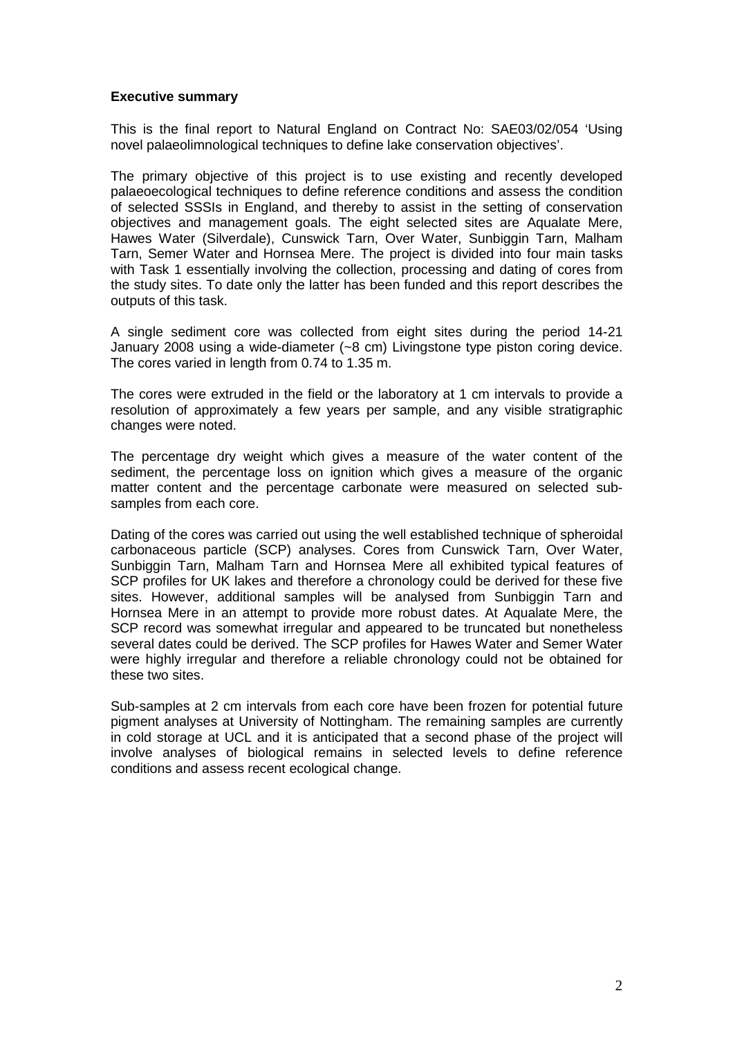**Executive summary**

This is the final report to Natural England on Contract No: SAE03/02/054 'Using novel palaeolimnological techniques to define lake conservation objectives'.

The primary objective of this project is to use existing and recently developed palaeoecological techniques to define reference conditions and assess the condition of selected SSSIs in England, and thereby to assist in the setting of conservation objectives and management goals. The eight selected sites are Aqualate Mere, Hawes Water (Silverdale), Cunswick Tarn, Over Water, Sunbiggin Tarn, Malham Tarn, Semer Water and Hornsea Mere. The project is divided into four main tasks with Task 1 essentially involving the collection, processing and dating of cores from the study sites. To date only the latter has been funded and this report describes the outputs of this task.

A single sediment core was collected from eight sites during the period 14-21 January 2008 using a wide-diameter (~8 cm) Livingstone type piston coring device. The cores varied in length from 0.74 to 1.35 m.

The cores were extruded in the field or the laboratory at 1 cm intervals to provide a resolution of approximately a few years per sample, and any visible stratigraphic changes were noted.

The percentage dry weight which gives a measure of the water content of the sediment, the percentage loss on ignition which gives a measure of the organic matter content and the percentage carbonate were measured on selected sub-samples from each core.

Dating of the cores was carried out using the well established technique of spheroidal carbonaceous particle (SCP) analyses. Cores from Cunswick Tarn, Over Water, Sunbiggin Tarn, Malham Tarn and Hornsea Mere all exhibited typical features of SCP profiles for UK lakes and therefore a chronology could be derived for these five sites. However, additional samples will be analysed from Sunbiggin Tarn and Hornsea Mere in an attempt to provide more robust dates. At Aqualate Mere, the SCP record was somewhat irregular and appeared to be truncated but nonetheless several dates could be derived. The SCP profiles for Hawes Water and Semer Water were highly irregular and therefore a reliable chronology could not be obtained for these two sites.

Sub-samples at 2 cm intervals from each core have been frozen for potential future pigment analyses at University of Nottingham. The remaining samples are currently in cold storage at UCL and it is anticipated that a second phase of the project will involve analyses of biological remains in selected levels to define reference conditions and assess recent ecological change.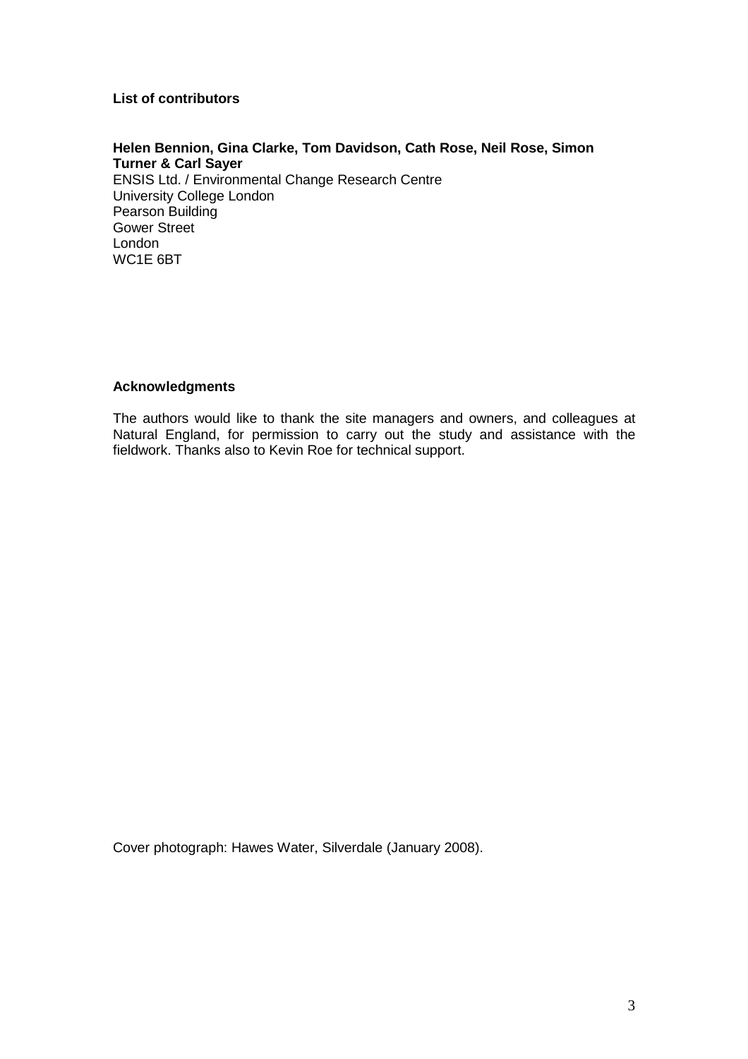## List of contributors

**Helen Bennion, Gina Clarke, Tom Davidson, Cath Rose, Neil Rose, Simon Turner & Carl Sayer**
ENSIS Ltd. / Environmental Change Research Centre
University College London
Pearson Building
Gower Street
London
WC1E 6BT

## Acknowledgments

The authors would like to thank the site managers and owners, and colleagues at Natural England, for permission to carry out the study and assistance with the fieldwork. Thanks also to Kevin Roe for technical support.

Cover photograph: Hawes Water, Silverdale (January 2008).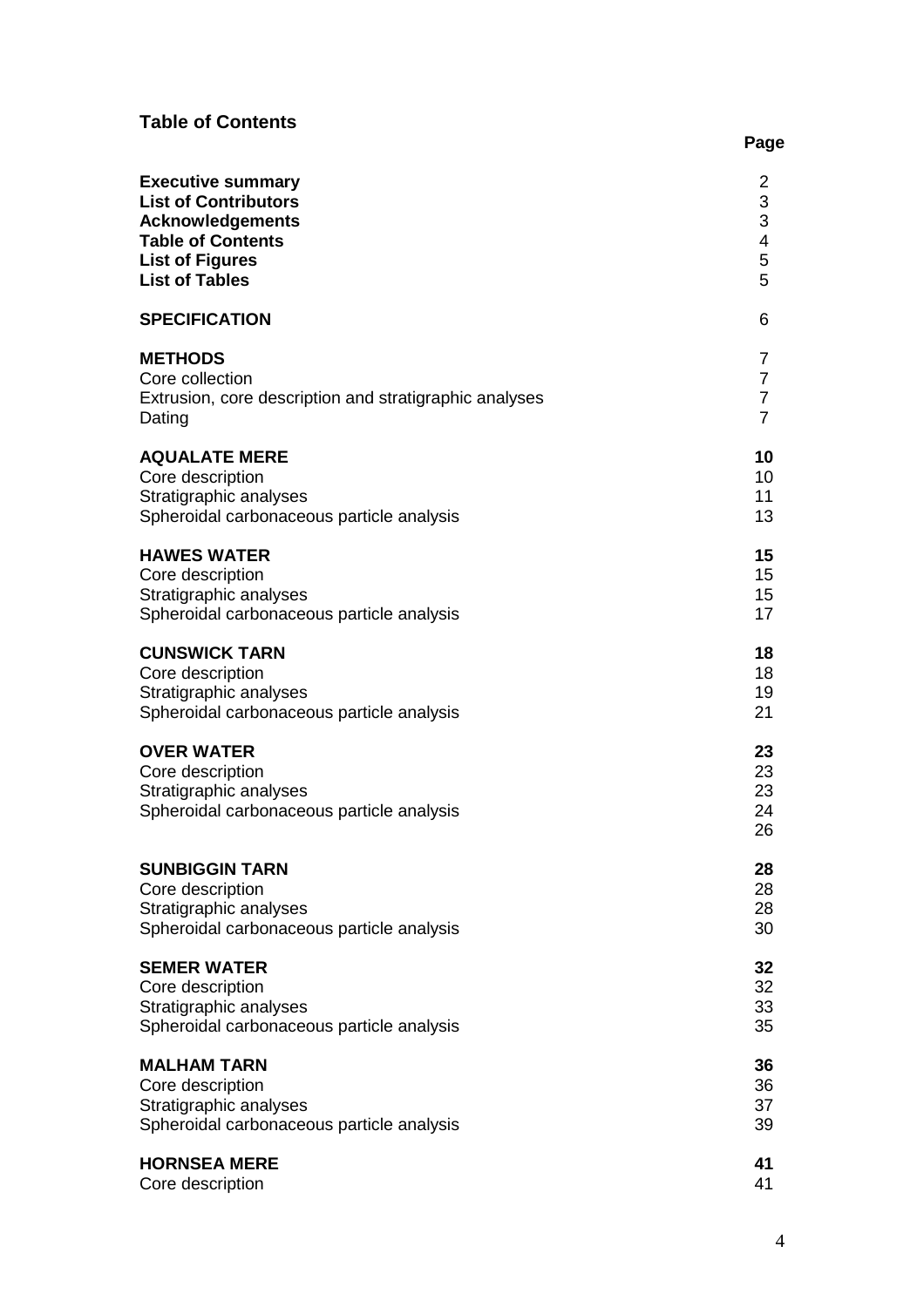## Table of Contents

| | Page |
|---|---|
| **Executive summary** | 2 |
| **List of Contributors** | 3 |
| **Acknowledgements** | 3 |
| **Table of Contents** | 4 |
| **List of Figures** | 5 |
| **List of Tables** | 5 |
| | |
| **SPECIFICATION** | 6 |
| | |
| **METHODS** | 7 |
| Core collection | 7 |
| Extrusion, core description and stratigraphic analyses | 7 |
| Dating | 7 |
| | |
| **AQUALATE MERE** | **10** |
| Core description | 10 |
| Stratigraphic analyses | 11 |
| Spheroidal carbonaceous particle analysis | 13 |
| | |
| **HAWES WATER** | **15** |
| Core description | 15 |
| Stratigraphic analyses | 15 |
| Spheroidal carbonaceous particle analysis | 17 |
| | |
| **CUNSWICK TARN** | **18** |
| Core description | 18 |
| Stratigraphic analyses | 19 |
| Spheroidal carbonaceous particle analysis | 21 |
| | |
| **OVER WATER** | **23** |
| Core description | 23 |
| Stratigraphic analyses | 23 |
| Spheroidal carbonaceous particle analysis | 24 |
| | 26 |
| | |
| **SUNBIGGIN TARN** | **28** |
| Core description | 28 |
| Stratigraphic analyses | 28 |
| Spheroidal carbonaceous particle analysis | 30 |
| | |
| **SEMER WATER** | **32** |
| Core description | 32 |
| Stratigraphic analyses | 33 |
| Spheroidal carbonaceous particle analysis | 35 |
| | |
| **MALHAM TARN** | **36** |
| Core description | 36 |
| Stratigraphic analyses | 37 |
| Spheroidal carbonaceous particle analysis | 39 |
| | |
| **HORNSEA MERE** | **41** |
| Core description | 41 |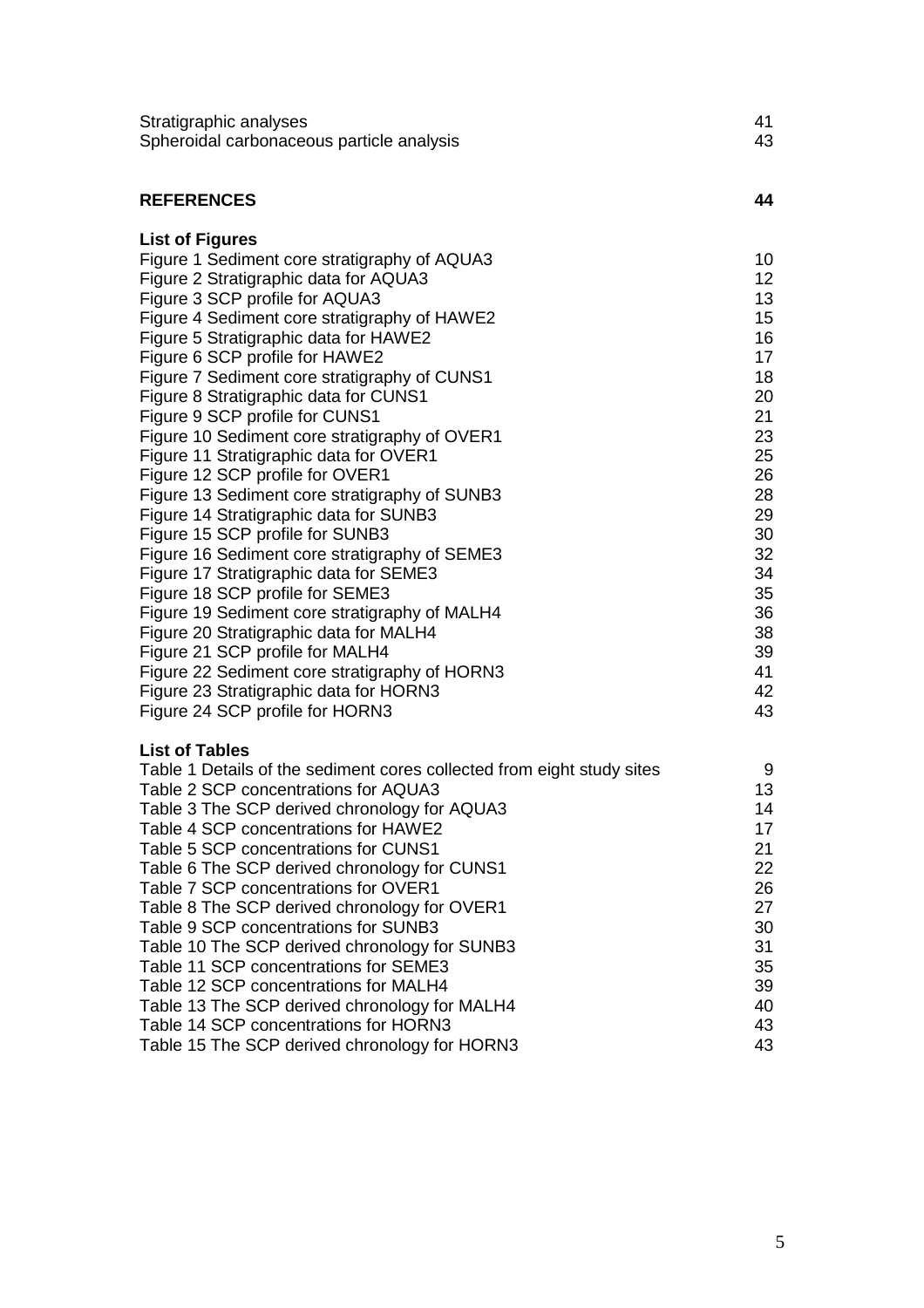| | |
|---|---|
| Stratigraphic analyses | 41 |
| Spheroidal carbonaceous particle analysis | 43 |
| **REFERENCES** | **44** |

**List of Figures**

| | |
|---|---|
| Figure 1 Sediment core stratigraphy of AQUA3 | 10 |
| Figure 2 Stratigraphic data for AQUA3 | 12 |
| Figure 3 SCP profile for AQUA3 | 13 |
| Figure 4 Sediment core stratigraphy of HAWE2 | 15 |
| Figure 5 Stratigraphic data for HAWE2 | 16 |
| Figure 6 SCP profile for HAWE2 | 17 |
| Figure 7 Sediment core stratigraphy of CUNS1 | 18 |
| Figure 8 Stratigraphic data for CUNS1 | 20 |
| Figure 9 SCP profile for CUNS1 | 21 |
| Figure 10 Sediment core stratigraphy of OVER1 | 23 |
| Figure 11 Stratigraphic data for OVER1 | 25 |
| Figure 12 SCP profile for OVER1 | 26 |
| Figure 13 Sediment core stratigraphy of SUNB3 | 28 |
| Figure 14 Stratigraphic data for SUNB3 | 29 |
| Figure 15 SCP profile for SUNB3 | 30 |
| Figure 16 Sediment core stratigraphy of SEME3 | 32 |
| Figure 17 Stratigraphic data for SEME3 | 34 |
| Figure 18 SCP profile for SEME3 | 35 |
| Figure 19 Sediment core stratigraphy of MALH4 | 36 |
| Figure 20 Stratigraphic data for MALH4 | 38 |
| Figure 21 SCP profile for MALH4 | 39 |
| Figure 22 Sediment core stratigraphy of HORN3 | 41 |
| Figure 23 Stratigraphic data for HORN3 | 42 |
| Figure 24 SCP profile for HORN3 | 43 |

**List of Tables**

| | |
|---|---|
| Table 1 Details of the sediment cores collected from eight study sites | 9 |
| Table 2 SCP concentrations for AQUA3 | 13 |
| Table 3 The SCP derived chronology for AQUA3 | 14 |
| Table 4 SCP concentrations for HAWE2 | 17 |
| Table 5 SCP concentrations for CUNS1 | 21 |
| Table 6 The SCP derived chronology for CUNS1 | 22 |
| Table 7 SCP concentrations for OVER1 | 26 |
| Table 8 The SCP derived chronology for OVER1 | 27 |
| Table 9 SCP concentrations for SUNB3 | 30 |
| Table 10 The SCP derived chronology for SUNB3 | 31 |
| Table 11 SCP concentrations for SEME3 | 35 |
| Table 12 SCP concentrations for MALH4 | 39 |
| Table 13 The SCP derived chronology for MALH4 | 40 |
| Table 14 SCP concentrations for HORN3 | 43 |
| Table 15 The SCP derived chronology for HORN3 | 43 |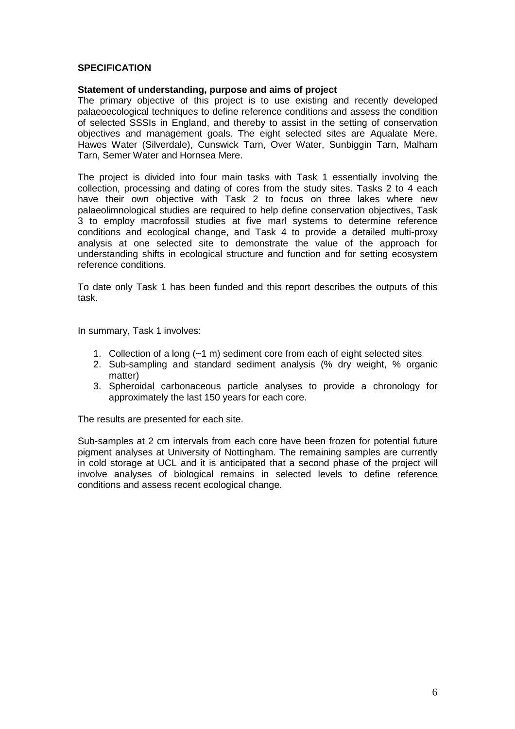## SPECIFICATION

### Statement of understanding, purpose and aims of project

The primary objective of this project is to use existing and recently developed palaeoecological techniques to define reference conditions and assess the condition of selected SSSIs in England, and thereby to assist in the setting of conservation objectives and management goals. The eight selected sites are Aqualate Mere, Hawes Water (Silverdale), Cunswick Tarn, Over Water, Sunbiggin Tarn, Malham Tarn, Semer Water and Hornsea Mere.

The project is divided into four main tasks with Task 1 essentially involving the collection, processing and dating of cores from the study sites. Tasks 2 to 4 each have their own objective with Task 2 to focus on three lakes where new palaeolimnological studies are required to help define conservation objectives, Task 3 to employ macrofossil studies at five marl systems to determine reference conditions and ecological change, and Task 4 to provide a detailed multi-proxy analysis at one selected site to demonstrate the value of the approach for understanding shifts in ecological structure and function and for setting ecosystem reference conditions.

To date only Task 1 has been funded and this report describes the outputs of this task.

In summary, Task 1 involves:

1. Collection of a long (~1 m) sediment core from each of eight selected sites
2. Sub-sampling and standard sediment analysis (% dry weight, % organic matter)
3. Spheroidal carbonaceous particle analyses to provide a chronology for approximately the last 150 years for each core.

The results are presented for each site.

Sub-samples at 2 cm intervals from each core have been frozen for potential future pigment analyses at University of Nottingham. The remaining samples are currently in cold storage at UCL and it is anticipated that a second phase of the project will involve analyses of biological remains in selected levels to define reference conditions and assess recent ecological change.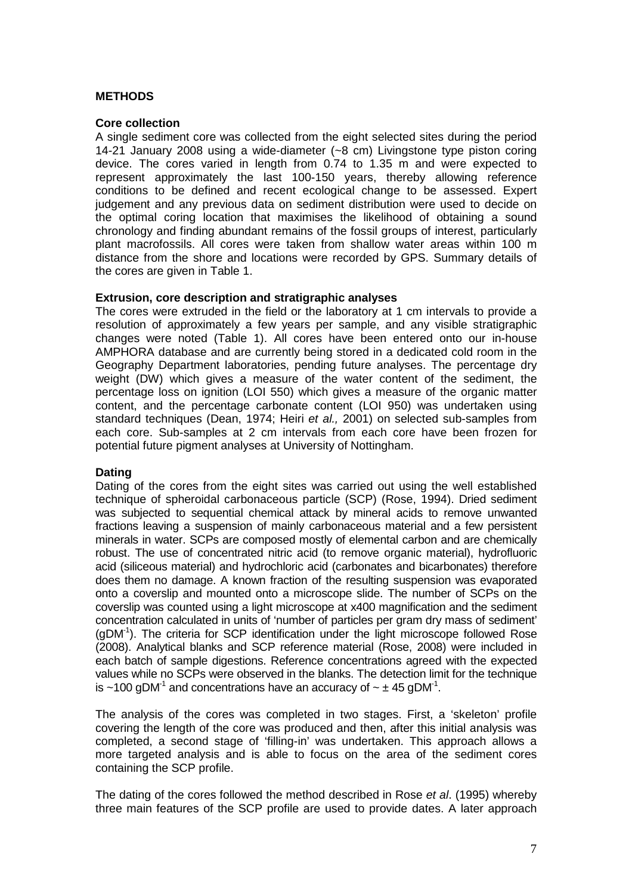## METHODS

### Core collection

A single sediment core was collected from the eight selected sites during the period 14-21 January 2008 using a wide-diameter (~8 cm) Livingstone type piston coring device. The cores varied in length from 0.74 to 1.35 m and were expected to represent approximately the last 100-150 years, thereby allowing reference conditions to be defined and recent ecological change to be assessed. Expert judgement and any previous data on sediment distribution were used to decide on the optimal coring location that maximises the likelihood of obtaining a sound chronology and finding abundant remains of the fossil groups of interest, particularly plant macrofossils. All cores were taken from shallow water areas within 100 m distance from the shore and locations were recorded by GPS. Summary details of the cores are given in Table 1.

### Extrusion, core description and stratigraphic analyses

The cores were extruded in the field or the laboratory at 1 cm intervals to provide a resolution of approximately a few years per sample, and any visible stratigraphic changes were noted (Table 1). All cores have been entered onto our in-house AMPHORA database and are currently being stored in a dedicated cold room in the Geography Department laboratories, pending future analyses. The percentage dry weight (DW) which gives a measure of the water content of the sediment, the percentage loss on ignition (LOI 550) which gives a measure of the organic matter content, and the percentage carbonate content (LOI 950) was undertaken using standard techniques (Dean, 1974; Heiri *et al.,* 2001) on selected sub-samples from each core. Sub-samples at 2 cm intervals from each core have been frozen for potential future pigment analyses at University of Nottingham.

### Dating

Dating of the cores from the eight sites was carried out using the well established technique of spheroidal carbonaceous particle (SCP) (Rose, 1994). Dried sediment was subjected to sequential chemical attack by mineral acids to remove unwanted fractions leaving a suspension of mainly carbonaceous material and a few persistent minerals in water. SCPs are composed mostly of elemental carbon and are chemically robust. The use of concentrated nitric acid (to remove organic material), hydrofluoric acid (siliceous material) and hydrochloric acid (carbonates and bicarbonates) therefore does them no damage. A known fraction of the resulting suspension was evaporated onto a coverslip and mounted onto a microscope slide. The number of SCPs on the coverslip was counted using a light microscope at x400 magnification and the sediment concentration calculated in units of 'number of particles per gram dry mass of sediment' ($gDM^{-1}$). The criteria for SCP identification under the light microscope followed Rose (2008). Analytical blanks and SCP reference material (Rose, 2008) were included in each batch of sample digestions. Reference concentrations agreed with the expected values while no SCPs were observed in the blanks. The detection limit for the technique is ~100 $gDM^{-1}$ and concentrations have an accuracy of ~ ± 45 $gDM^{-1}$.

The analysis of the cores was completed in two stages. First, a 'skeleton' profile covering the length of the core was produced and then, after this initial analysis was completed, a second stage of 'filling-in' was undertaken. This approach allows a more targeted analysis and is able to focus on the area of the sediment cores containing the SCP profile.

The dating of the cores followed the method described in Rose *et al*. (1995) whereby three main features of the SCP profile are used to provide dates. A later approach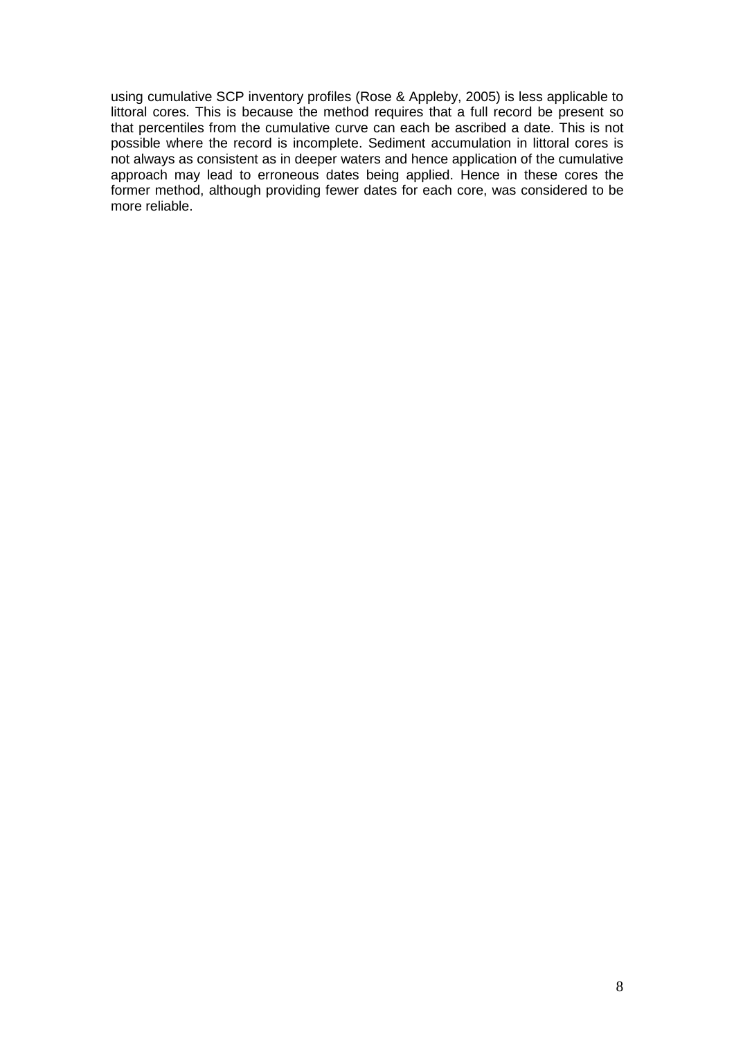using cumulative SCP inventory profiles (Rose & Appleby, 2005) is less applicable to littoral cores. This is because the method requires that a full record be present so that percentiles from the cumulative curve can each be ascribed a date. This is not possible where the record is incomplete. Sediment accumulation in littoral cores is not always as consistent as in deeper waters and hence application of the cumulative approach may lead to erroneous dates being applied. Hence in these cores the former method, although providing fewer dates for each core, was considered to be more reliable.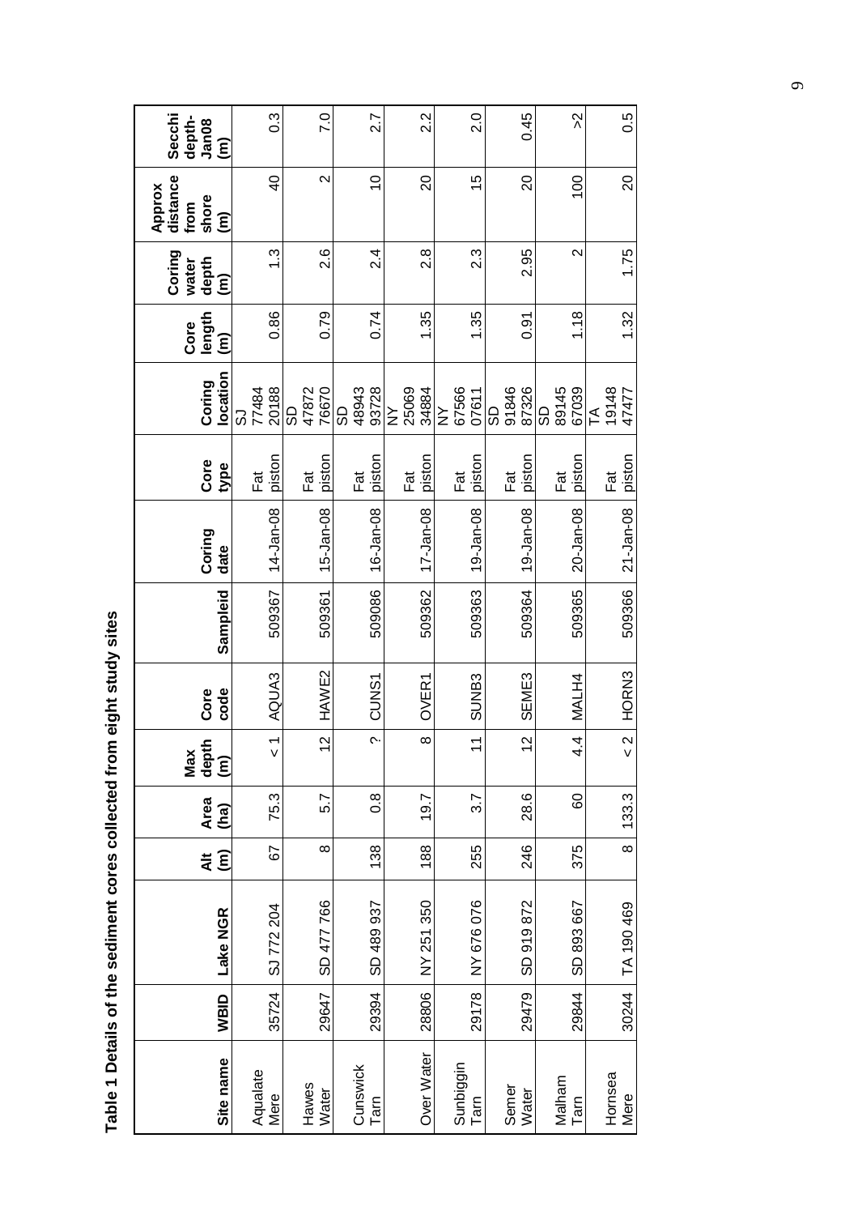**Table 1 Details of the sediment cores collected from eight study sites**

| Site name | WBID | Lake NGR | Alt (m) | Area (ha) | Max depth (m) | Core code | Sampleid | Coring date | Core type | Coring location | Core length (m) | Coring water depth (m) | Approx distance from shore (m) | Secchi depth-Jan08 (m) |
|---|---|---|---|---|---|---|---|---|---|---|---|---|---|---|
| Aqualate Mere | 35724 | SJ 772 204 | 67 | 75.3 | < 1 | AQUA3 | 509367 | 14-Jan-08 | Fat piston | SJ 77484 20188 | 0.86 | 1.3 | 40 | 0.3 |
| Hawes Water | 29647 | SD 477 766 | 8 | 5.7 | 12 | HAWE2 | 509361 | 15-Jan-08 | Fat piston | SD 47872 76670 | 0.79 | 2.6 | 2 | 7.0 |
| Cunswick Tarn | 29394 | SD 489 937 | 138 | 0.8 | ? | CUNS1 | 509086 | 16-Jan-08 | Fat piston | SD 48943 93728 | 0.74 | 2.4 | 10 | 2.7 |
| Over Water | 28806 | NY 251 350 | 188 | 19.7 | 8 | OVER1 | 509362 | 17-Jan-08 | Fat piston | NY 25069 34884 | 1.35 | 2.8 | 20 | 2.2 |
| Sunbiggin Tarn | 29178 | NY 676 076 | 255 | 3.7 | 11 | SUNB3 | 509363 | 19-Jan-08 | Fat piston | NY 67566 07611 | 1.35 | 2.3 | 15 | 2.0 |
| Semer Water | 29479 | SD 919 872 | 246 | 28.6 | 12 | SEME3 | 509364 | 19-Jan-08 | Fat piston | SD 91846 87326 | 0.91 | 2.95 | 20 | 0.45 |
| Malham Tarn | 29844 | SD 893 667 | 375 | 60 | 4.4 | MALH4 | 509365 | 20-Jan-08 | Fat piston | SD 89145 67039 | 1.18 | 2 | 100 | >2 |
| Hornsea Mere | 30244 | TA 190 469 | 8 | 133.3 | < 2 | HORN3 | 509366 | 21-Jan-08 | Fat piston | TA 19148 47477 | 1.32 | 1.75 | 20 | 0.5 |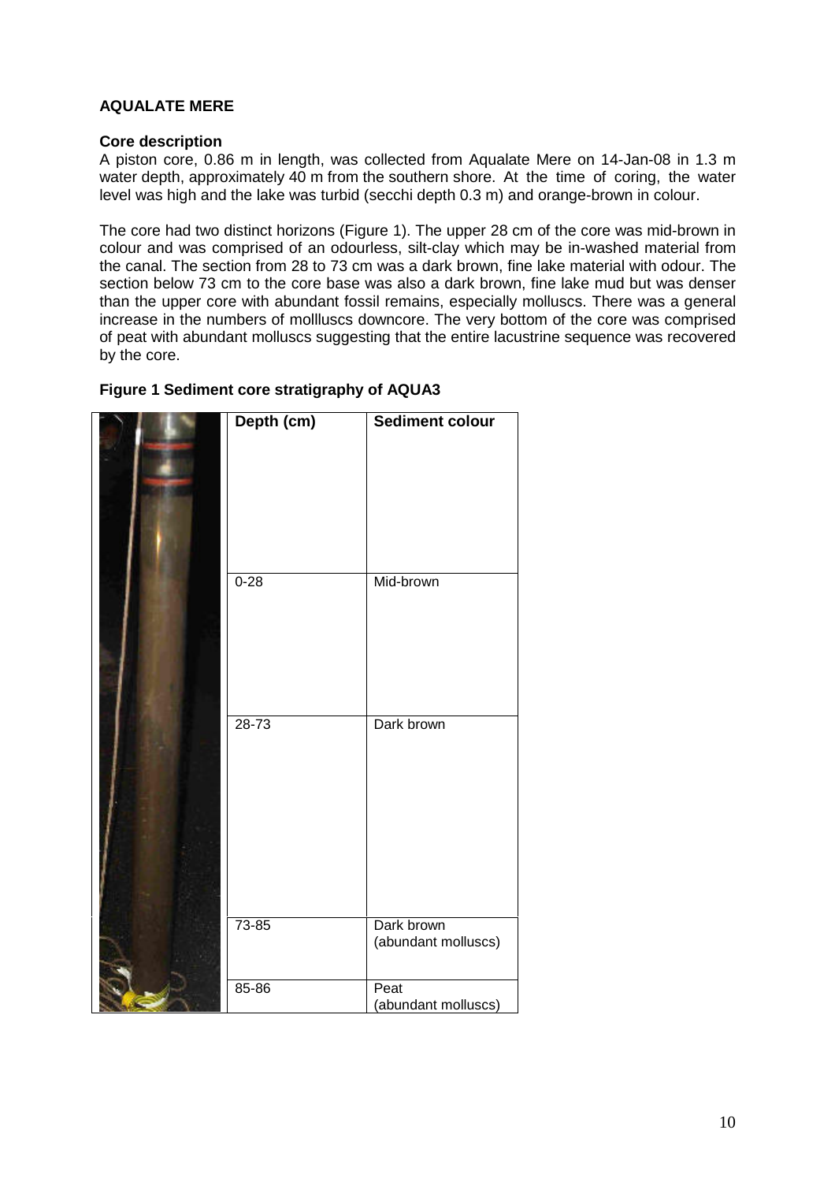## AQUALATE MERE

### Core description

A piston core, 0.86 m in length, was collected from Aqualate Mere on 14-Jan-08 in 1.3 m water depth, approximately 40 m from the southern shore. At the time of coring, the water level was high and the lake was turbid (secchi depth 0.3 m) and orange-brown in colour.

The core had two distinct horizons (Figure 1). The upper 28 cm of the core was mid-brown in colour and was comprised of an odourless, silt-clay which may be in-washed material from the canal. The section from 28 to 73 cm was a dark brown, fine lake material with odour. The section below 73 cm to the core base was also a dark brown, fine lake mud but was denser than the upper core with abundant fossil remains, especially molluscs. There was a general increase in the numbers of mollluscs downcore. The very bottom of the core was comprised of peat with abundant molluscs suggesting that the entire lacustrine sequence was recovered by the core.

**Figure 1 Sediment core stratigraphy of AQUA3**

| Depth (cm) | Sediment colour |
|---|---|
| 0-28 | Mid-brown |
| 28-73 | Dark brown |
| 73-85 | Dark brown (abundant molluscs) |
| 85-86 | Peat (abundant molluscs) |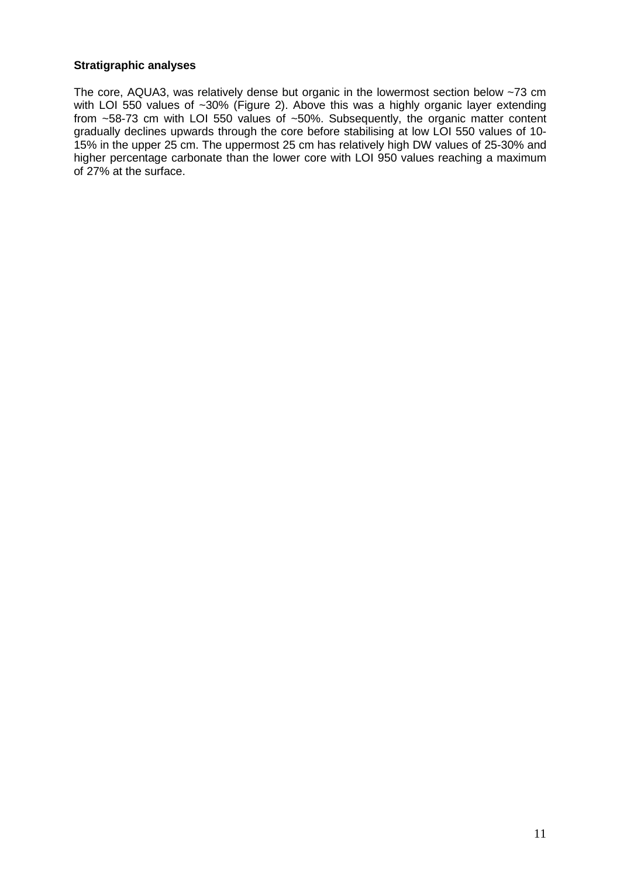**Stratigraphic analyses**

The core, AQUA3, was relatively dense but organic in the lowermost section below ~73 cm with LOI 550 values of ~30% (Figure 2). Above this was a highly organic layer extending from ~58-73 cm with LOI 550 values of ~50%. Subsequently, the organic matter content gradually declines upwards through the core before stabilising at low LOI 550 values of 10-15% in the upper 25 cm. The uppermost 25 cm has relatively high DW values of 25-30% and higher percentage carbonate than the lower core with LOI 950 values reaching a maximum of 27% at the surface.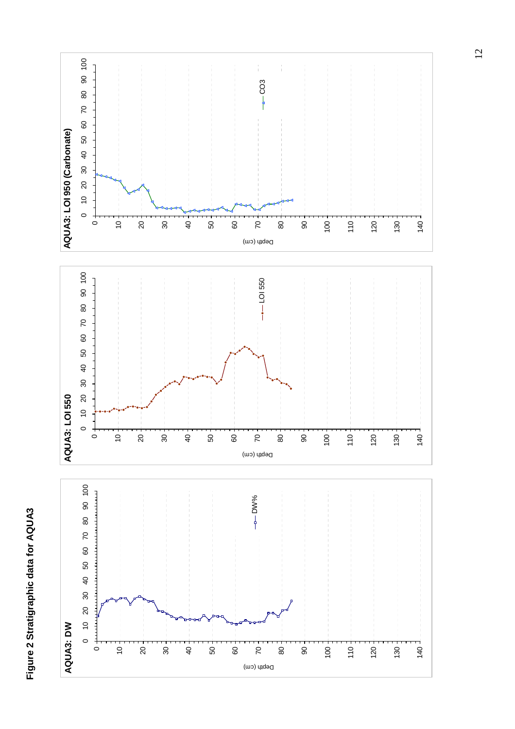**Figure 2 Stratigraphic data for AQUA3**

**AQUA3: DW**

**AQUA3: LOI 550**

**AQUA3: LOI 950 (Carbonate)**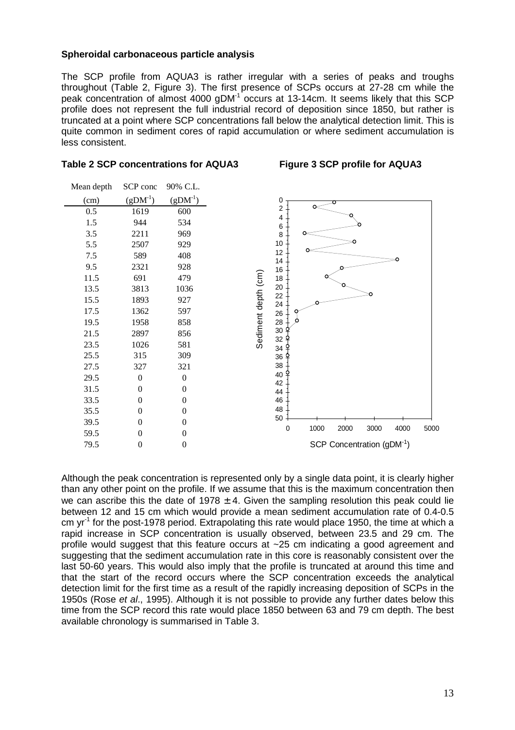**Spheroidal carbonaceous particle analysis**

The SCP profile from AQUA3 is rather irregular with a series of peaks and troughs throughout (Table 2, Figure 3). The first presence of SCPs occurs at 27-28 cm while the peak concentration of almost 4000 $gDM^{-1}$ occurs at 13-14cm. It seems likely that this SCP profile does not represent the full industrial record of deposition since 1850, but rather is truncated at a point where SCP concentrations fall below the analytical detection limit. This is quite common in sediment cores of rapid accumulation or where sediment accumulation is less consistent.

**Table 2 SCP concentrations for AQUA3**

| Mean depth (cm) | SCP conc ($gDM^{-1}$) | 90% C.L. ($gDM^{-1}$) |
|---|---|---|
| 0.5 | 1619 | 600 |
| 1.5 | 944 | 534 |
| 3.5 | 2211 | 969 |
| 5.5 | 2507 | 929 |
| 7.5 | 589 | 408 |
| 9.5 | 2321 | 928 |
| 11.5 | 691 | 479 |
| 13.5 | 3813 | 1036 |
| 15.5 | 1893 | 927 |
| 17.5 | 1362 | 597 |
| 19.5 | 1958 | 858 |
| 21.5 | 2897 | 856 |
| 23.5 | 1026 | 581 |
| 25.5 | 315 | 309 |
| 27.5 | 327 | 321 |
| 29.5 | 0 | 0 |
| 31.5 | 0 | 0 |
| 33.5 | 0 | 0 |
| 35.5 | 0 | 0 |
| 39.5 | 0 | 0 |
| 59.5 | 0 | 0 |
| 79.5 | 0 | 0 |

**Figure 3 SCP profile for AQUA3**

Although the peak concentration is represented only by a single data point, it is clearly higher than any other point on the profile. If we assume that this is the maximum concentration then we can ascribe this the date of 1978 $\pm$ 4. Given the sampling resolution this peak could lie between 12 and 15 cm which would provide a mean sediment accumulation rate of 0.4-0.5 cm $yr^{-1}$ for the post-1978 period. Extrapolating this rate would place 1950, the time at which a rapid increase in SCP concentration is usually observed, between 23.5 and 29 cm. The profile would suggest that this feature occurs at ~25 cm indicating a good agreement and suggesting that the sediment accumulation rate in this core is reasonably consistent over the last 50-60 years. This would also imply that the profile is truncated at around this time and that the start of the record occurs where the SCP concentration exceeds the analytical detection limit for the first time as a result of the rapidly increasing deposition of SCPs in the 1950s (Rose *et al*., 1995). Although it is not possible to provide any further dates below this time from the SCP record this rate would place 1850 between 63 and 79 cm depth. The best available chronology is summarised in Table 3.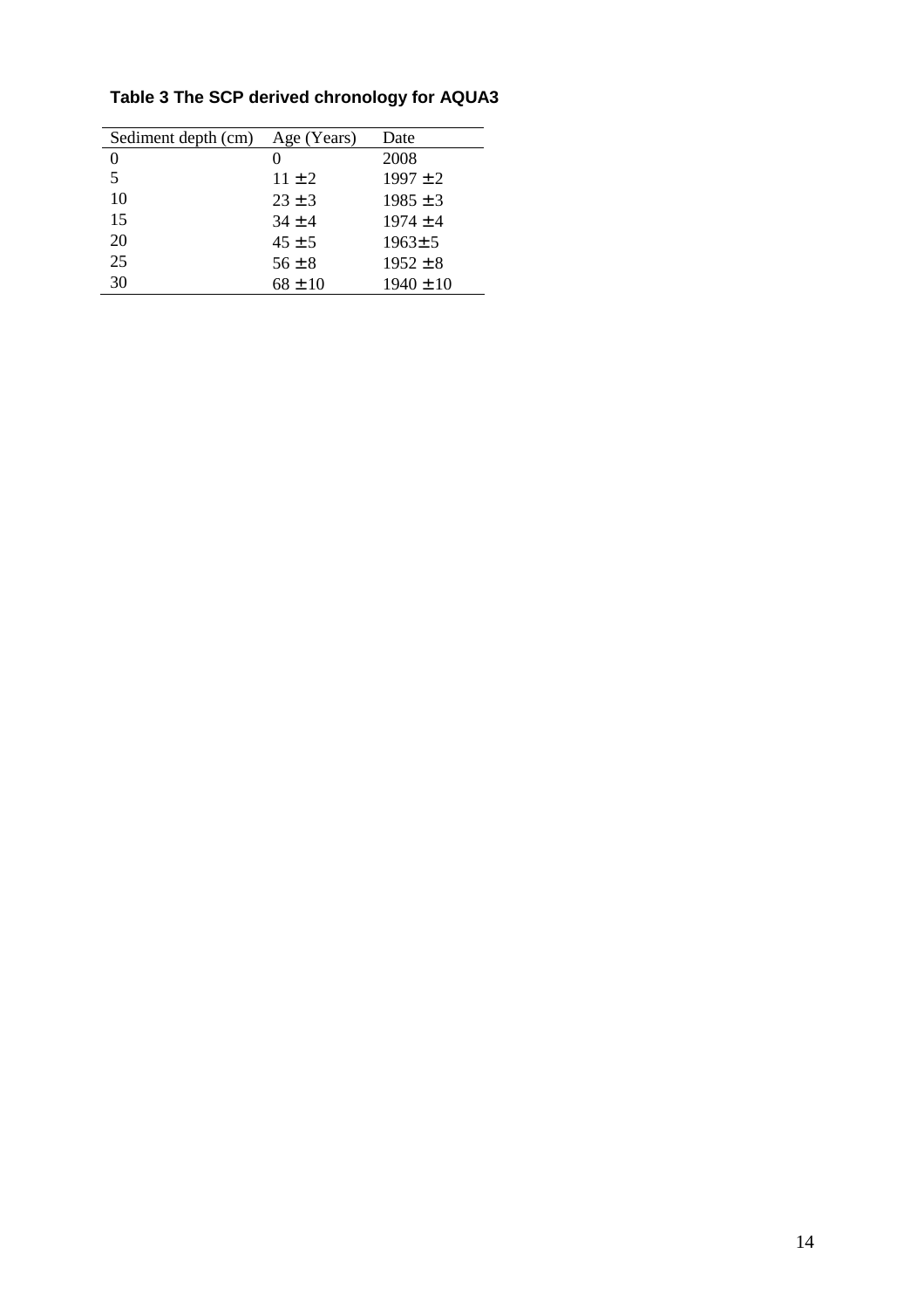**Table 3 The SCP derived chronology for AQUA3**

| Sediment depth (cm) | Age (Years) | Date |
|---|---|---|
| 0 | 0 | 2008 |
| 5 | 11 ± 2 | 1997 ± 2 |
| 10 | 23 ± 3 | 1985 ± 3 |
| 15 | 34 ± 4 | 1974 ± 4 |
| 20 | 45 ± 5 | 1963± 5 |
| 25 | 56 ± 8 | 1952 ± 8 |
| 30 | 68 ± 10 | 1940 ± 10 |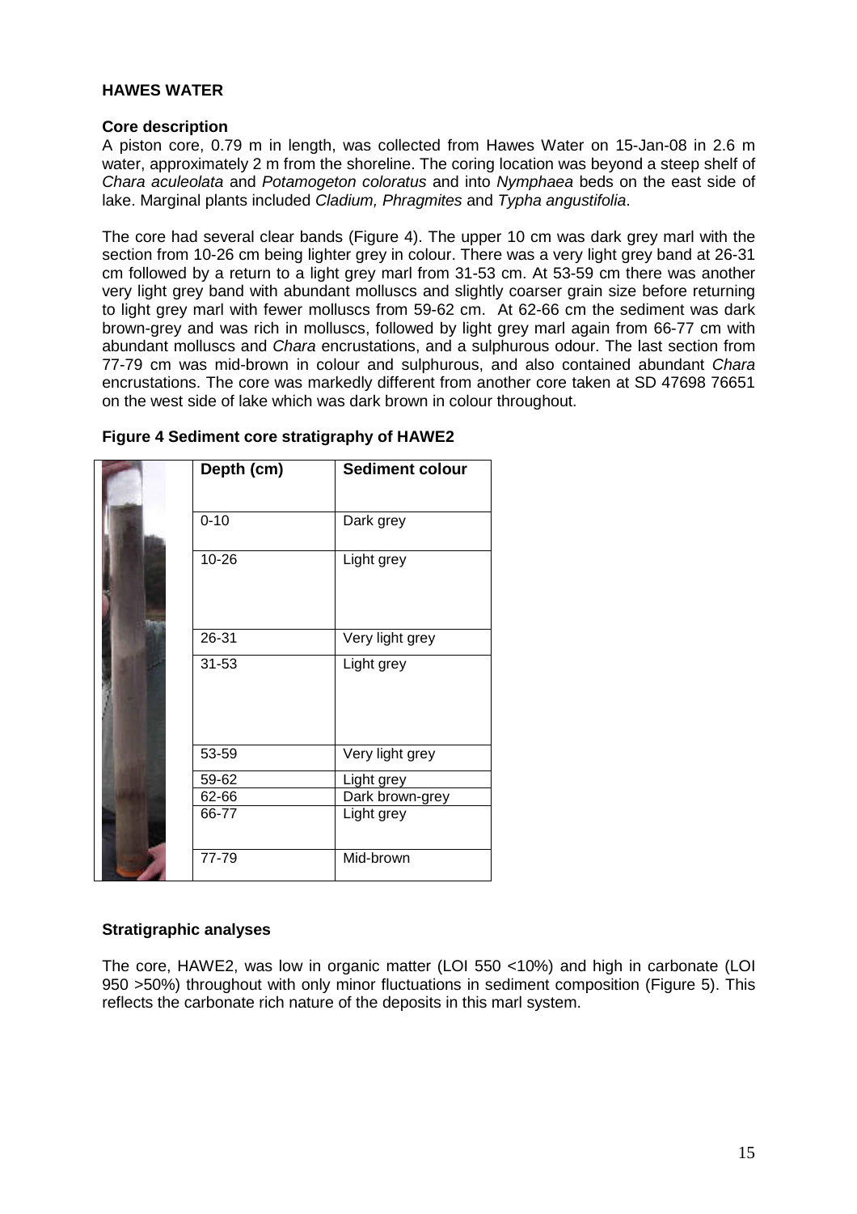**HAWES WATER**

**Core description**

A piston core, 0.79 m in length, was collected from Hawes Water on 15-Jan-08 in 2.6 m water, approximately 2 m from the shoreline. The coring location was beyond a steep shelf of *Chara aculeolata* and *Potamogeton coloratus* and into *Nymphaea* beds on the east side of lake. Marginal plants included *Cladium, Phragmites* and *Typha angustifolia*.

The core had several clear bands (Figure 4). The upper 10 cm was dark grey marl with the section from 10-26 cm being lighter grey in colour. There was a very light grey band at 26-31 cm followed by a return to a light grey marl from 31-53 cm. At 53-59 cm there was another very light grey band with abundant molluscs and slightly coarser grain size before returning to light grey marl with fewer molluscs from 59-62 cm. At 62-66 cm the sediment was dark brown-grey and was rich in molluscs, followed by light grey marl again from 66-77 cm with abundant molluscs and *Chara* encrustations, and a sulphurous odour. The last section from 77-79 cm was mid-brown in colour and sulphurous, and also contained abundant *Chara* encrustations. The core was markedly different from another core taken at SD 47698 76651 on the west side of lake which was dark brown in colour throughout.

**Figure 4 Sediment core stratigraphy of HAWE2**

| Depth (cm) | Sediment colour |
|---|---|
| 0-10 | Dark grey |
| 10-26 | Light grey |
| 26-31 | Very light grey |
| 31-53 | Light grey |
| 53-59 | Very light grey |
| 59-62 | Light grey |
| 62-66 | Dark brown-grey |
| 66-77 | Light grey |
| 77-79 | Mid-brown |

**Stratigraphic analyses**

The core, HAWE2, was low in organic matter (LOI 550 <10%) and high in carbonate (LOI 950 >50%) throughout with only minor fluctuations in sediment composition (Figure 5). This reflects the carbonate rich nature of the deposits in this marl system.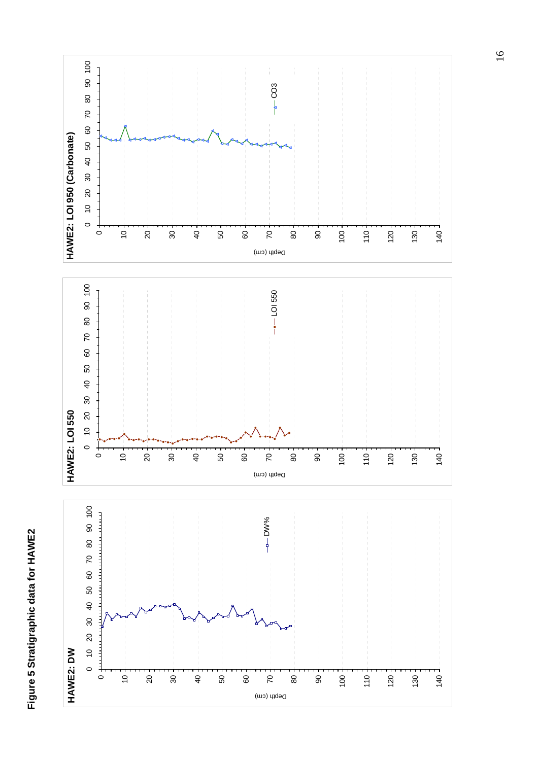**Figure 5 Stratigraphic data for HAWE2**

**HAWE2: DW**

**HAWE2: LOI 550**

**HAWE2: LOI 950 (Carbonate)**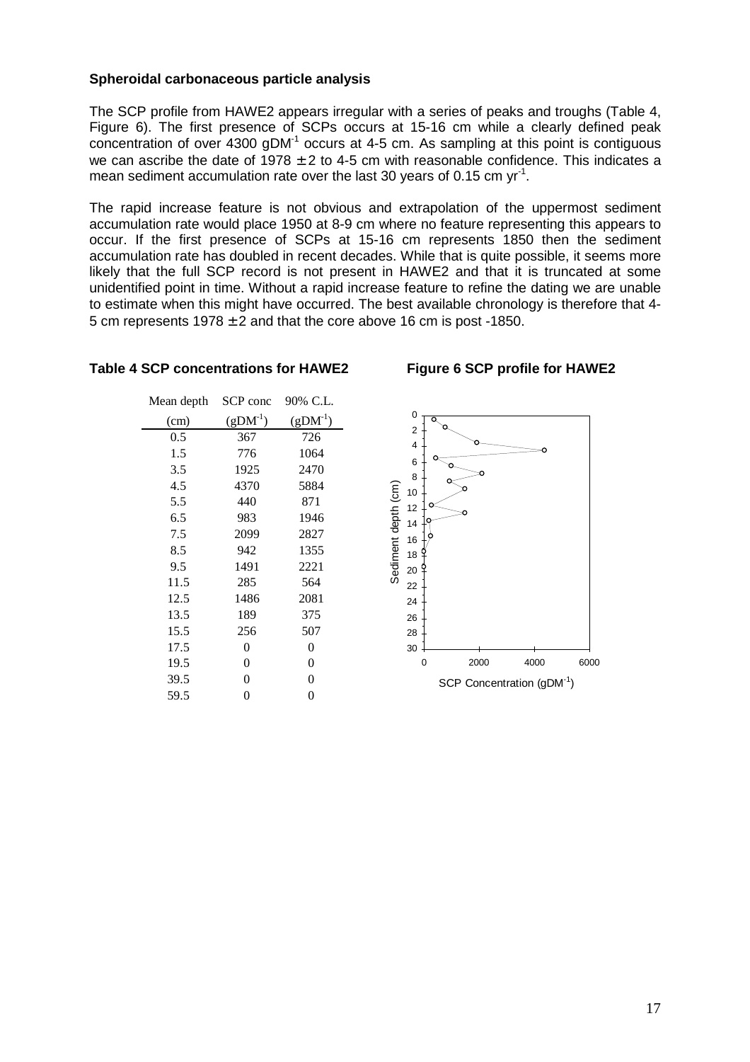**Spheroidal carbonaceous particle analysis**

The SCP profile from HAWE2 appears irregular with a series of peaks and troughs (Table 4, Figure 6). The first presence of SCPs occurs at 15-16 cm while a clearly defined peak concentration of over 4300 $gDM^{-1}$ occurs at 4-5 cm. As sampling at this point is contiguous we can ascribe the date of 1978 ± 2 to 4-5 cm with reasonable confidence. This indicates a mean sediment accumulation rate over the last 30 years of 0.15 cm $yr^{-1}$.

The rapid increase feature is not obvious and extrapolation of the uppermost sediment accumulation rate would place 1950 at 8-9 cm where no feature representing this appears to occur. If the first presence of SCPs at 15-16 cm represents 1850 then the sediment accumulation rate has doubled in recent decades. While that is quite possible, it seems more likely that the full SCP record is not present in HAWE2 and that it is truncated at some unidentified point in time. Without a rapid increase feature to refine the dating we are unable to estimate when this might have occurred. The best available chronology is therefore that 4-5 cm represents 1978 ± 2 and that the core above 16 cm is post -1850.

**Table 4 SCP concentrations for HAWE2**

| Mean depth (cm) | SCP conc ($gDM^{-1}$) | 90% C.L. ($gDM^{-1}$) |
|---|---|---|
| 0.5 | 367 | 726 |
| 1.5 | 776 | 1064 |
| 3.5 | 1925 | 2470 |
| 4.5 | 4370 | 5884 |
| 5.5 | 440 | 871 |
| 6.5 | 983 | 1946 |
| 7.5 | 2099 | 2827 |
| 8.5 | 942 | 1355 |
| 9.5 | 1491 | 2221 |
| 11.5 | 285 | 564 |
| 12.5 | 1486 | 2081 |
| 13.5 | 189 | 375 |
| 15.5 | 256 | 507 |
| 17.5 | 0 | 0 |
| 19.5 | 0 | 0 |
| 39.5 | 0 | 0 |
| 59.5 | 0 | 0 |

**Figure 6 SCP profile for HAWE2**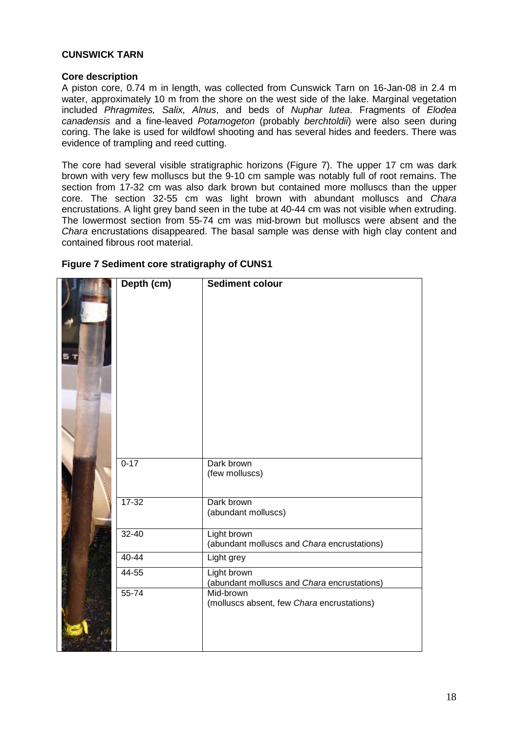**CUNSWICK TARN**

**Core description**

A piston core, 0.74 m in length, was collected from Cunswick Tarn on 16-Jan-08 in 2.4 m water, approximately 10 m from the shore on the west side of the lake. Marginal vegetation included *Phragmites, Salix, Alnus*, and beds of *Nuphar lutea*. Fragments of *Elodea canadensis* and a fine-leaved *Potamogeton* (probably *berchtoldii*) were also seen during coring. The lake is used for wildfowl shooting and has several hides and feeders. There was evidence of trampling and reed cutting.

The core had several visible stratigraphic horizons (Figure 7). The upper 17 cm was dark brown with very few molluscs but the 9-10 cm sample was notably full of root remains. The section from 17-32 cm was also dark brown but contained more molluscs than the upper core. The section 32-55 cm was light brown with abundant molluscs and *Chara* encrustations. A light grey band seen in the tube at 40-44 cm was not visible when extruding. The lowermost section from 55-74 cm was mid-brown but molluscs were absent and the *Chara* encrustations disappeared. The basal sample was dense with high clay content and contained fibrous root material.

**Figure 7 Sediment core stratigraphy of CUNS1**

| Depth (cm) | Sediment colour |
|---|---|
| 0-17 | Dark brown (few molluscs) |
| 17-32 | Dark brown (abundant molluscs) |
| 32-40 | Light brown (abundant molluscs and *Chara* encrustations) |
| 40-44 | Light grey |
| 44-55 | Light brown (abundant molluscs and *Chara* encrustations) |
| 55-74 | Mid-brown (molluscs absent, few *Chara* encrustations) |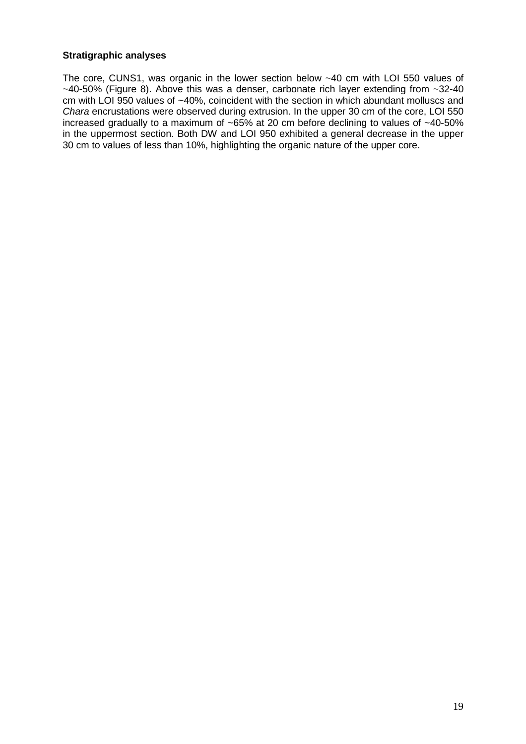**Stratigraphic analyses**

The core, CUNS1, was organic in the lower section below ~40 cm with LOI 550 values of ~40-50% (Figure 8). Above this was a denser, carbonate rich layer extending from ~32-40 cm with LOI 950 values of ~40%, coincident with the section in which abundant molluscs and *Chara* encrustations were observed during extrusion. In the upper 30 cm of the core, LOI 550 increased gradually to a maximum of ~65% at 20 cm before declining to values of ~40-50% in the uppermost section. Both DW and LOI 950 exhibited a general decrease in the upper 30 cm to values of less than 10%, highlighting the organic nature of the upper core.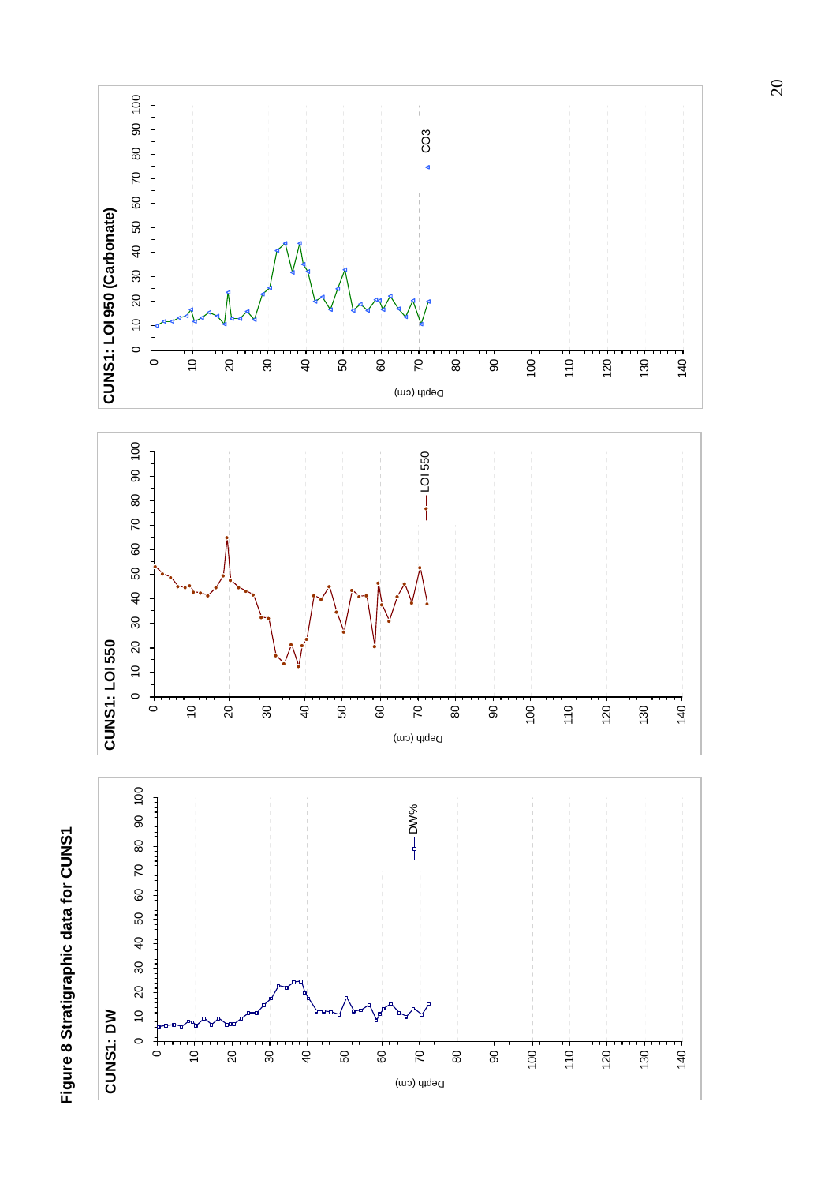**Figure 8 Stratigraphic data for CUNS1**

**CUNS1: DW**

**CUNS1: LOI 550**

**CUNS1: LOI 950 (Carbonate)**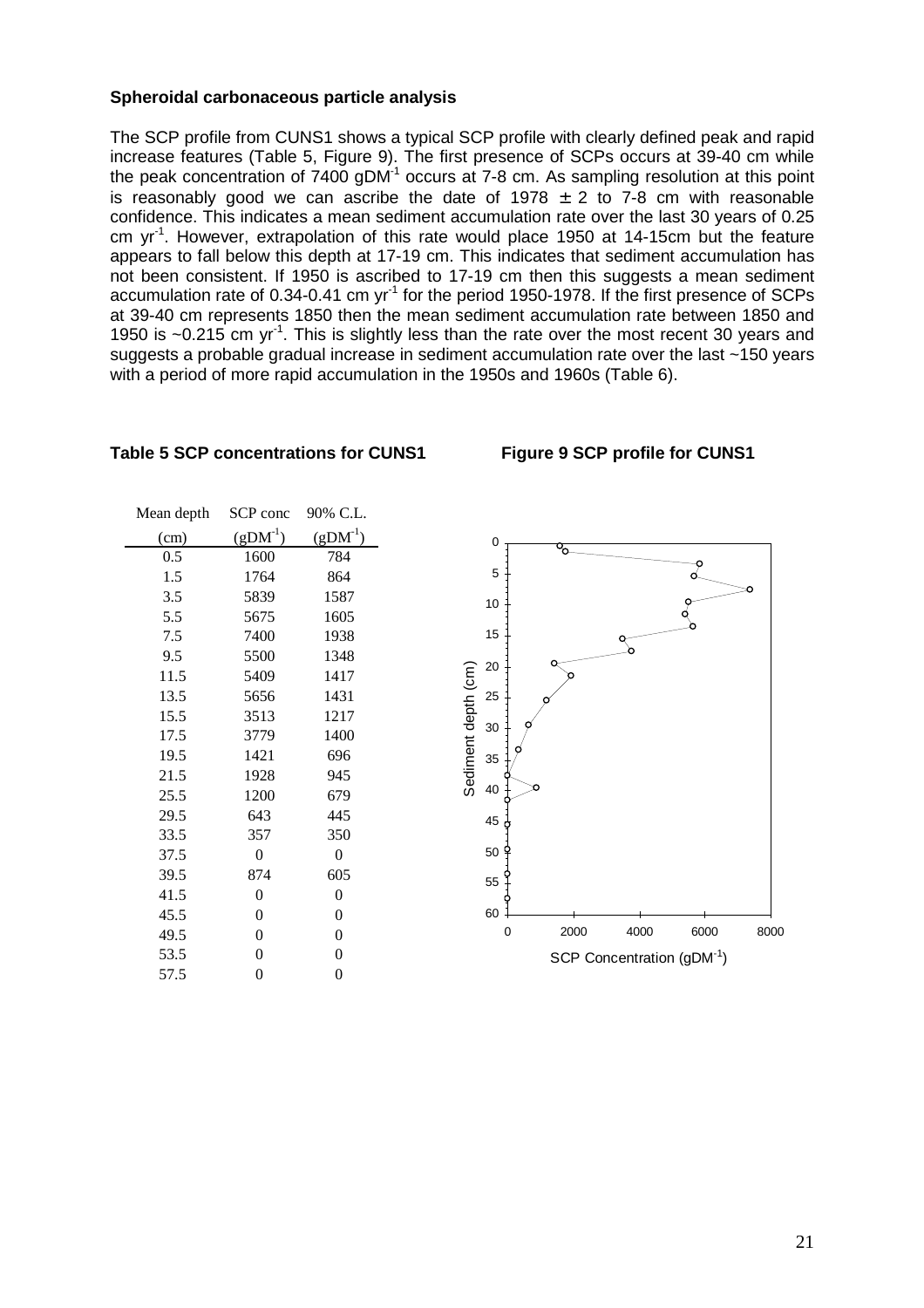**Spheroidal carbonaceous particle analysis**

The SCP profile from CUNS1 shows a typical SCP profile with clearly defined peak and rapid increase features (Table 5, Figure 9). The first presence of SCPs occurs at 39-40 cm while the peak concentration of 7400 $gDM^{-1}$ occurs at 7-8 cm. As sampling resolution at this point is reasonably good we can ascribe the date of 1978 $\pm$ 2 to 7-8 cm with reasonable confidence. This indicates a mean sediment accumulation rate over the last 30 years of 0.25 cm $yr^{-1}$. However, extrapolation of this rate would place 1950 at 14-15cm but the feature appears to fall below this depth at 17-19 cm. This indicates that sediment accumulation has not been consistent. If 1950 is ascribed to 17-19 cm then this suggests a mean sediment accumulation rate of 0.34-0.41 cm $yr^{-1}$ for the period 1950-1978. If the first presence of SCPs at 39-40 cm represents 1850 then the mean sediment accumulation rate between 1850 and 1950 is ~0.215 cm $yr^{-1}$. This is slightly less than the rate over the most recent 30 years and suggests a probable gradual increase in sediment accumulation rate over the last ~150 years with a period of more rapid accumulation in the 1950s and 1960s (Table 6).

**Table 5 SCP concentrations for CUNS1**

| Mean depth (cm) | SCP conc ($gDM^{-1}$) | 90% C.L. ($gDM^{-1}$) |
|---|---|---|
| 0.5 | 1600 | 784 |
| 1.5 | 1764 | 864 |
| 3.5 | 5839 | 1587 |
| 5.5 | 5675 | 1605 |
| 7.5 | 7400 | 1938 |
| 9.5 | 5500 | 1348 |
| 11.5 | 5409 | 1417 |
| 13.5 | 5656 | 1431 |
| 15.5 | 3513 | 1217 |
| 17.5 | 3779 | 1400 |
| 19.5 | 1421 | 696 |
| 21.5 | 1928 | 945 |
| 25.5 | 1200 | 679 |
| 29.5 | 643 | 445 |
| 33.5 | 357 | 350 |
| 37.5 | 0 | 0 |
| 39.5 | 874 | 605 |
| 41.5 | 0 | 0 |
| 45.5 | 0 | 0 |
| 49.5 | 0 | 0 |
| 53.5 | 0 | 0 |
| 57.5 | 0 | 0 |

**Figure 9 SCP profile for CUNS1**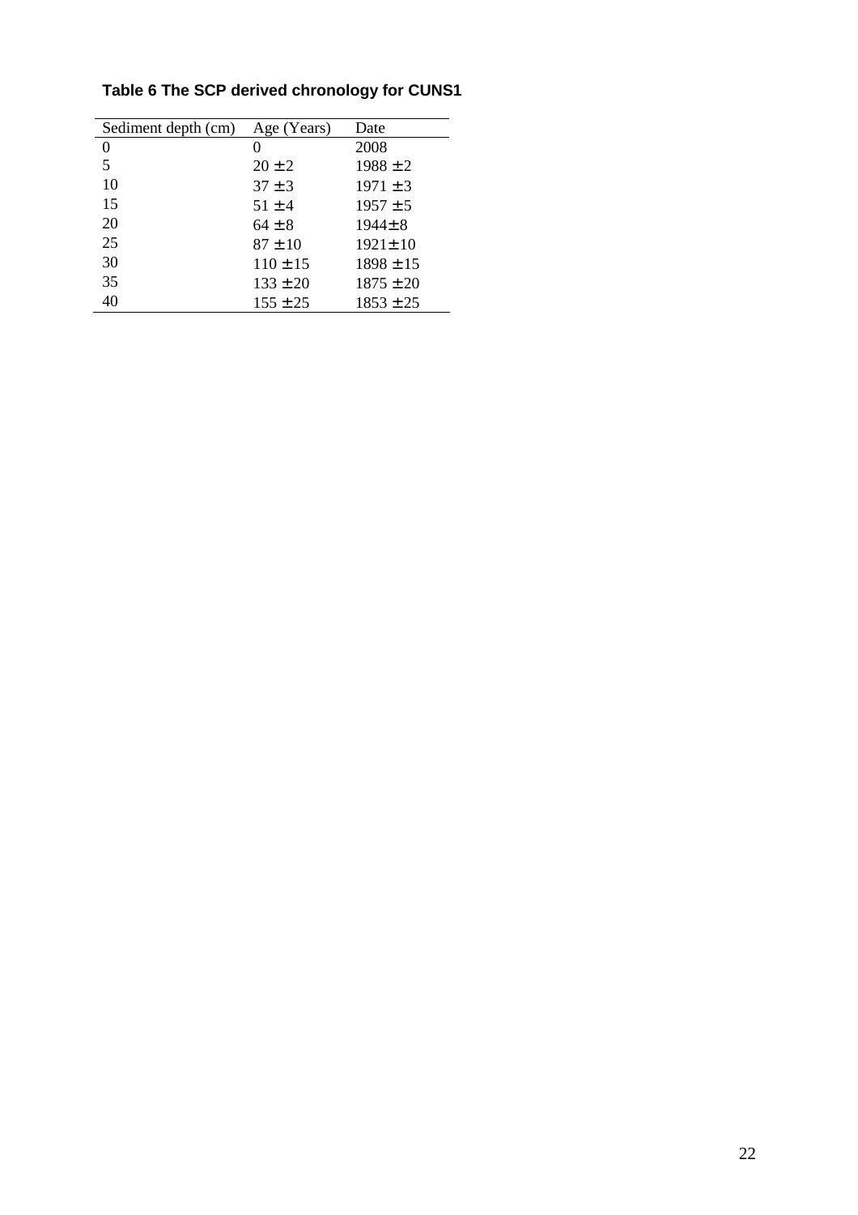**Table 6 The SCP derived chronology for CUNS1**

| Sediment depth (cm) | Age (Years) | Date |
|---|---|---|
| 0 | 0 | 2008 |
| 5 | 20 ± 2 | 1988 ± 2 |
| 10 | 37 ± 3 | 1971 ± 3 |
| 15 | 51 ± 4 | 1957 ± 5 |
| 20 | 64 ± 8 | 1944± 8 |
| 25 | 87 ± 10 | 1921± 10 |
| 30 | 110 ± 15 | 1898 ± 15 |
| 35 | 133 ± 20 | 1875 ± 20 |
| 40 | 155 ± 25 | 1853 ± 25 |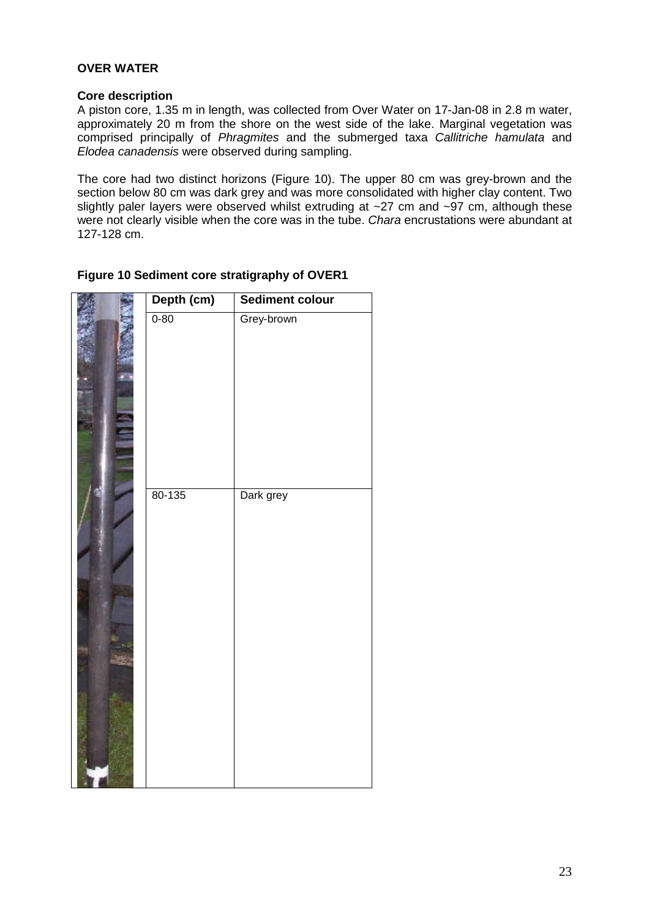**OVER WATER**

**Core description**

A piston core, 1.35 m in length, was collected from Over Water on 17-Jan-08 in 2.8 m water, approximately 20 m from the shore on the west side of the lake. Marginal vegetation was comprised principally of *Phragmites* and the submerged taxa *Callitriche hamulata* and *Elodea canadensis* were observed during sampling.

The core had two distinct horizons (Figure 10). The upper 80 cm was grey-brown and the section below 80 cm was dark grey and was more consolidated with higher clay content. Two slightly paler layers were observed whilst extruding at ~27 cm and ~97 cm, although these were not clearly visible when the core was in the tube. *Chara* encrustations were abundant at 127-128 cm.

**Figure 10 Sediment core stratigraphy of OVER1**

| Depth (cm) | Sediment colour |
| --- | --- |
| 0-80 | Grey-brown |
| 80-135 | Dark grey |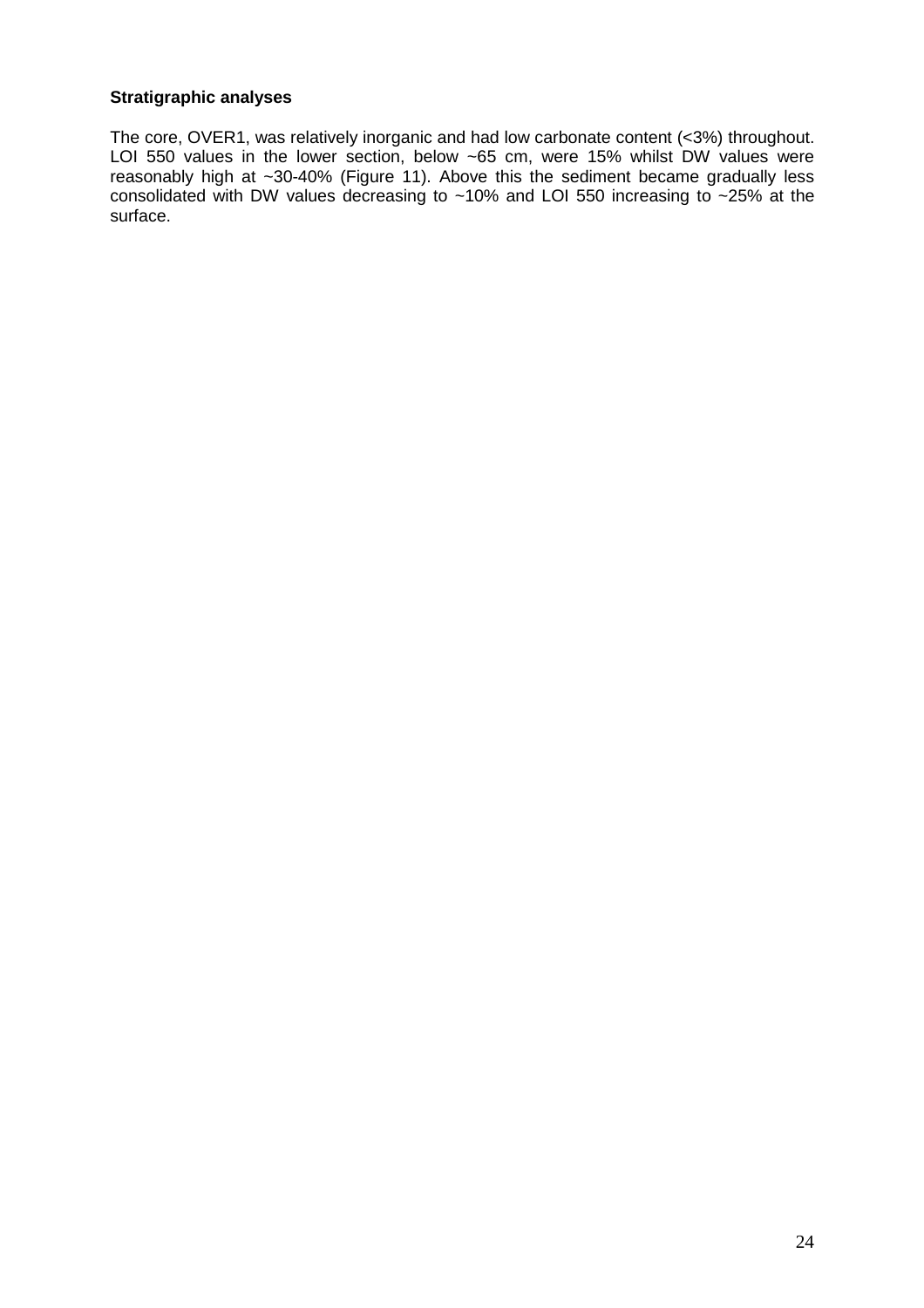**Stratigraphic analyses**

The core, OVER1, was relatively inorganic and had low carbonate content (<3%) throughout. LOI 550 values in the lower section, below ~65 cm, were 15% whilst DW values were reasonably high at ~30-40% (Figure 11). Above this the sediment became gradually less consolidated with DW values decreasing to ~10% and LOI 550 increasing to ~25% at the surface.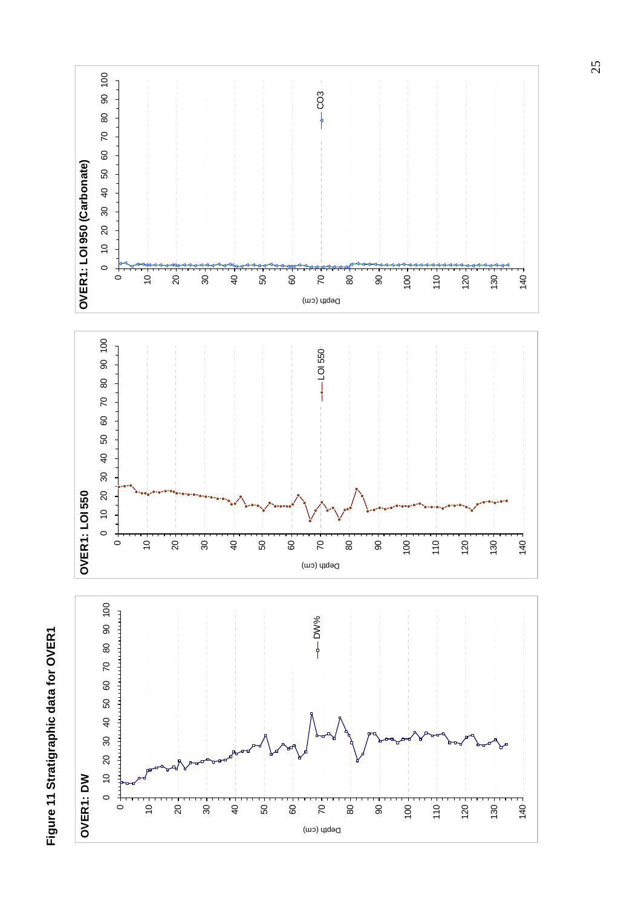**Figure 11 Stratigraphic data for OVER1**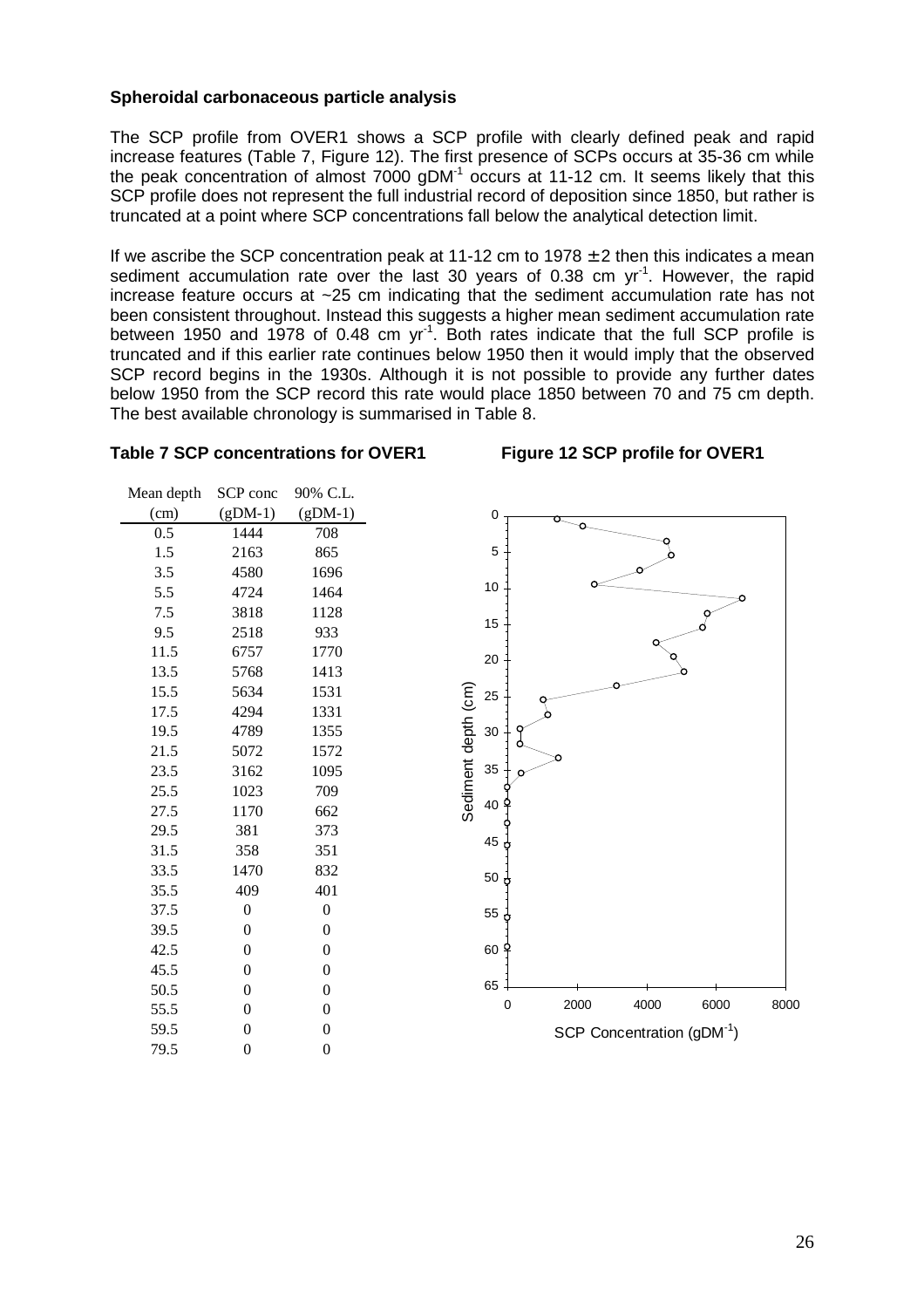**Spheroidal carbonaceous particle analysis**

The SCP profile from OVER1 shows a SCP profile with clearly defined peak and rapid increase features (Table 7, Figure 12). The first presence of SCPs occurs at 35-36 cm while the peak concentration of almost 7000 gDM$^{-1}$ occurs at 11-12 cm. It seems likely that this SCP profile does not represent the full industrial record of deposition since 1850, but rather is truncated at a point where SCP concentrations fall below the analytical detection limit.

If we ascribe the SCP concentration peak at 11-12 cm to 1978 ± 2 then this indicates a mean sediment accumulation rate over the last 30 years of 0.38 cm yr$^{-1}$. However, the rapid increase feature occurs at ~25 cm indicating that the sediment accumulation rate has not been consistent throughout. Instead this suggests a higher mean sediment accumulation rate between 1950 and 1978 of 0.48 cm yr$^{-1}$. Both rates indicate that the full SCP profile is truncated and if this earlier rate continues below 1950 then it would imply that the observed SCP record begins in the 1930s. Although it is not possible to provide any further dates below 1950 from the SCP record this rate would place 1850 between 70 and 75 cm depth. The best available chronology is summarised in Table 8.

**Table 7 SCP concentrations for OVER1**

| Mean depth (cm) | SCP conc (gDM-1) | 90% C.L. (gDM-1) |
|---|---|---|
| 0.5 | 1444 | 708 |
| 1.5 | 2163 | 865 |
| 3.5 | 4580 | 1696 |
| 5.5 | 4724 | 1464 |
| 7.5 | 3818 | 1128 |
| 9.5 | 2518 | 933 |
| 11.5 | 6757 | 1770 |
| 13.5 | 5768 | 1413 |
| 15.5 | 5634 | 1531 |
| 17.5 | 4294 | 1331 |
| 19.5 | 4789 | 1355 |
| 21.5 | 5072 | 1572 |
| 23.5 | 3162 | 1095 |
| 25.5 | 1023 | 709 |
| 27.5 | 1170 | 662 |
| 29.5 | 381 | 373 |
| 31.5 | 358 | 351 |
| 33.5 | 1470 | 832 |
| 35.5 | 409 | 401 |
| 37.5 | 0 | 0 |
| 39.5 | 0 | 0 |
| 42.5 | 0 | 0 |
| 45.5 | 0 | 0 |
| 50.5 | 0 | 0 |
| 55.5 | 0 | 0 |
| 59.5 | 0 | 0 |
| 79.5 | 0 | 0 |

**Figure 12 SCP profile for OVER1**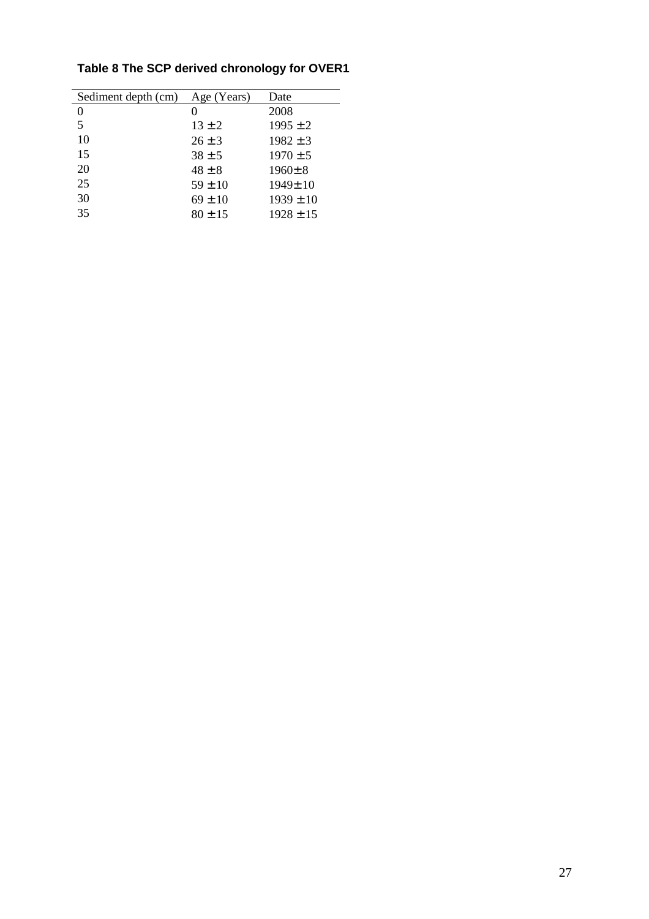**Table 8 The SCP derived chronology for OVER1**

| Sediment depth (cm) | Age (Years) | Date |
|---|---|---|
| 0 | 0 | 2008 |
| 5 | 13 ± 2 | 1995 ± 2 |
| 10 | 26 ± 3 | 1982 ± 3 |
| 15 | 38 ± 5 | 1970 ± 5 |
| 20 | 48 ± 8 | 1960± 8 |
| 25 | 59 ± 10 | 1949± 10 |
| 30 | 69 ± 10 | 1939 ± 10 |
| 35 | 80 ± 15 | 1928 ± 15 |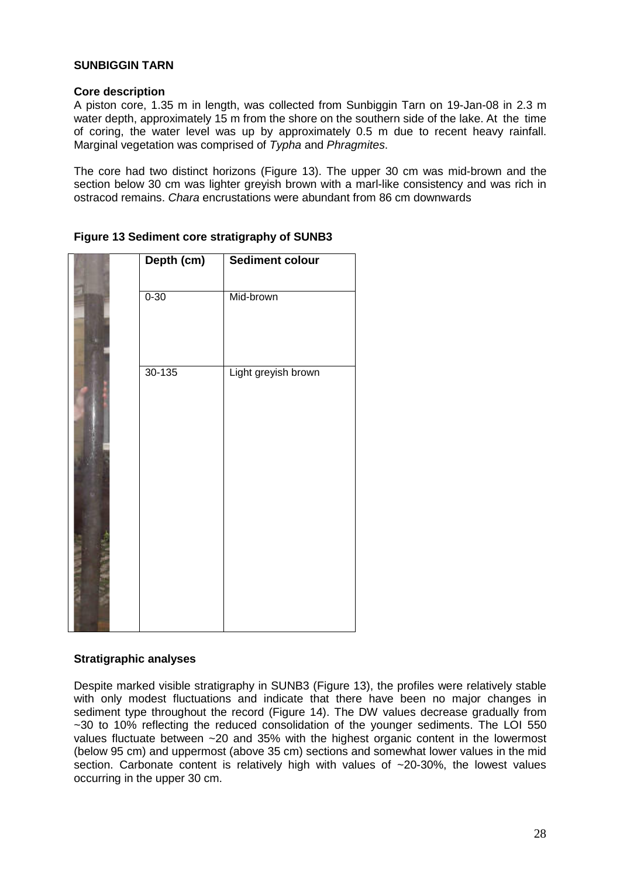**SUNBIGGIN TARN**

**Core description**

A piston core, 1.35 m in length, was collected from Sunbiggin Tarn on 19-Jan-08 in 2.3 m water depth, approximately 15 m from the shore on the southern side of the lake. At the time of coring, the water level was up by approximately 0.5 m due to recent heavy rainfall. Marginal vegetation was comprised of *Typha* and *Phragmites*.

The core had two distinct horizons (Figure 13). The upper 30 cm was mid-brown and the section below 30 cm was lighter greyish brown with a marl-like consistency and was rich in ostracod remains. *Chara* encrustations were abundant from 86 cm downwards

**Figure 13 Sediment core stratigraphy of SUNB3**

| Depth (cm) | Sediment colour |
|---|---|
| 0-30 | Mid-brown |
| 30-135 | Light greyish brown |

**Stratigraphic analyses**

Despite marked visible stratigraphy in SUNB3 (Figure 13), the profiles were relatively stable with only modest fluctuations and indicate that there have been no major changes in sediment type throughout the record (Figure 14). The DW values decrease gradually from ~30 to 10% reflecting the reduced consolidation of the younger sediments. The LOI 550 values fluctuate between ~20 and 35% with the highest organic content in the lowermost (below 95 cm) and uppermost (above 35 cm) sections and somewhat lower values in the mid section. Carbonate content is relatively high with values of ~20-30%, the lowest values occurring in the upper 30 cm.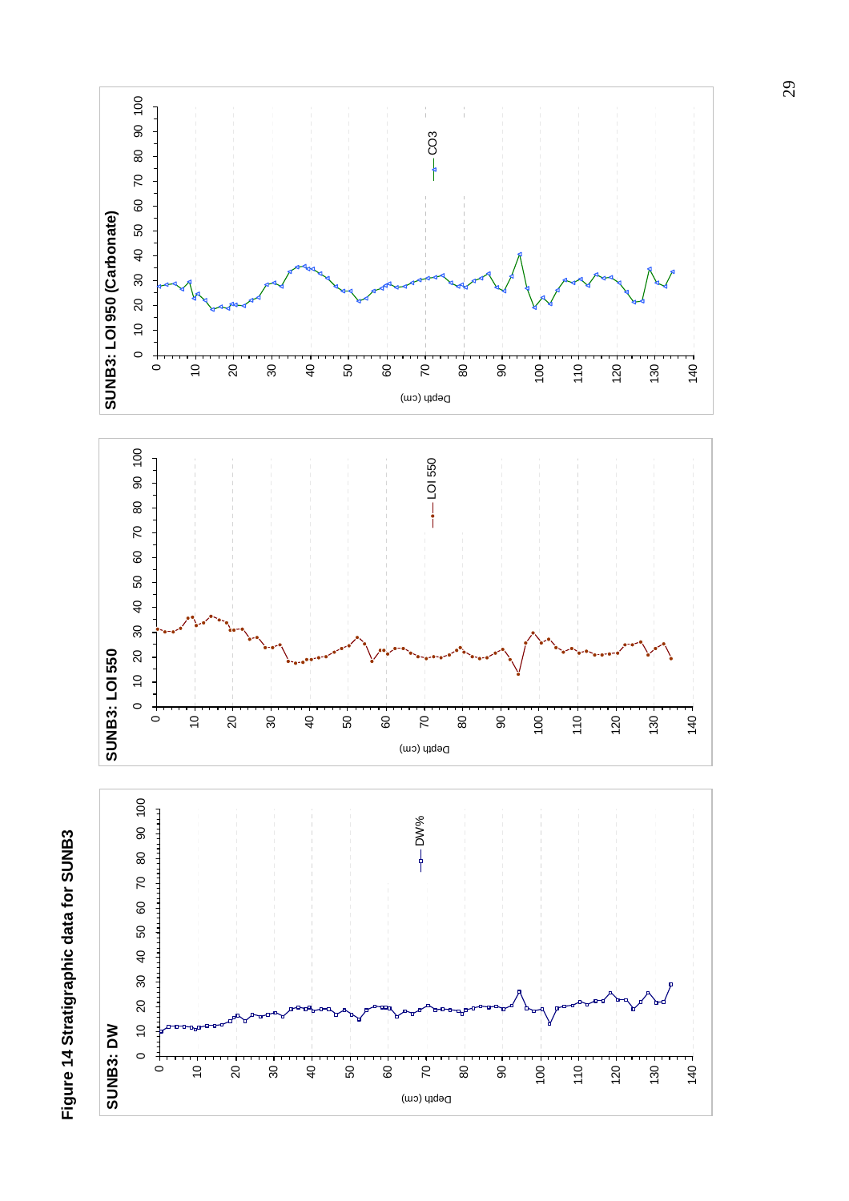**Figure 14 Stratigraphic data for SUNB3**

SUNB3: DW

SUNB3: LOI 550

SUNB3: LOI 950 (Carbonate)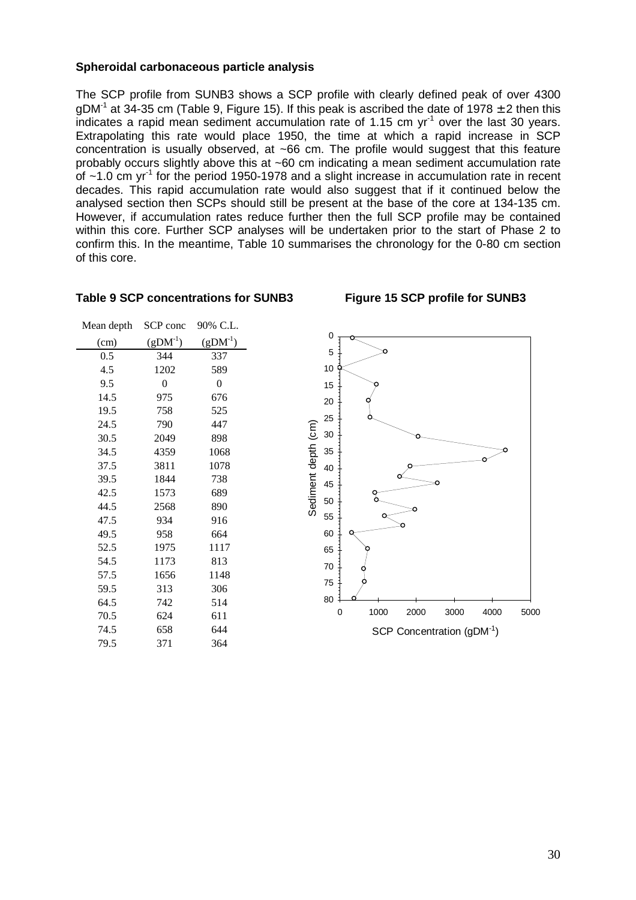**Spheroidal carbonaceous particle analysis**

The SCP profile from SUNB3 shows a SCP profile with clearly defined peak of over 4300 $gDM^{-1}$ at 34-35 cm (Table 9, Figure 15). If this peak is ascribed the date of 1978 ± 2 then this indicates a rapid mean sediment accumulation rate of 1.15 cm $yr^{-1}$ over the last 30 years. Extrapolating this rate would place 1950, the time at which a rapid increase in SCP concentration is usually observed, at ~66 cm. The profile would suggest that this feature probably occurs slightly above this at ~60 cm indicating a mean sediment accumulation rate of ~1.0 cm $yr^{-1}$ for the period 1950-1978 and a slight increase in accumulation rate in recent decades. This rapid accumulation rate would also suggest that if it continued below the analysed section then SCPs should still be present at the base of the core at 134-135 cm. However, if accumulation rates reduce further then the full SCP profile may be contained within this core. Further SCP analyses will be undertaken prior to the start of Phase 2 to confirm this. In the meantime, Table 10 summarises the chronology for the 0-80 cm section of this core.

**Table 9 SCP concentrations for SUNB3**

| Mean depth (cm) | SCP conc ($gDM^{-1}$) | 90% C.L. ($gDM^{-1}$) |
|---|---|---|
| 0.5 | 344 | 337 |
| 4.5 | 1202 | 589 |
| 9.5 | 0 | 0 |
| 14.5 | 975 | 676 |
| 19.5 | 758 | 525 |
| 24.5 | 790 | 447 |
| 30.5 | 2049 | 898 |
| 34.5 | 4359 | 1068 |
| 37.5 | 3811 | 1078 |
| 39.5 | 1844 | 738 |
| 42.5 | 1573 | 689 |
| 44.5 | 2568 | 890 |
| 47.5 | 934 | 916 |
| 49.5 | 958 | 664 |
| 52.5 | 1975 | 1117 |
| 54.5 | 1173 | 813 |
| 57.5 | 1656 | 1148 |
| 59.5 | 313 | 306 |
| 64.5 | 742 | 514 |
| 70.5 | 624 | 611 |
| 74.5 | 658 | 644 |
| 79.5 | 371 | 364 |

**Figure 15 SCP profile for SUNB3**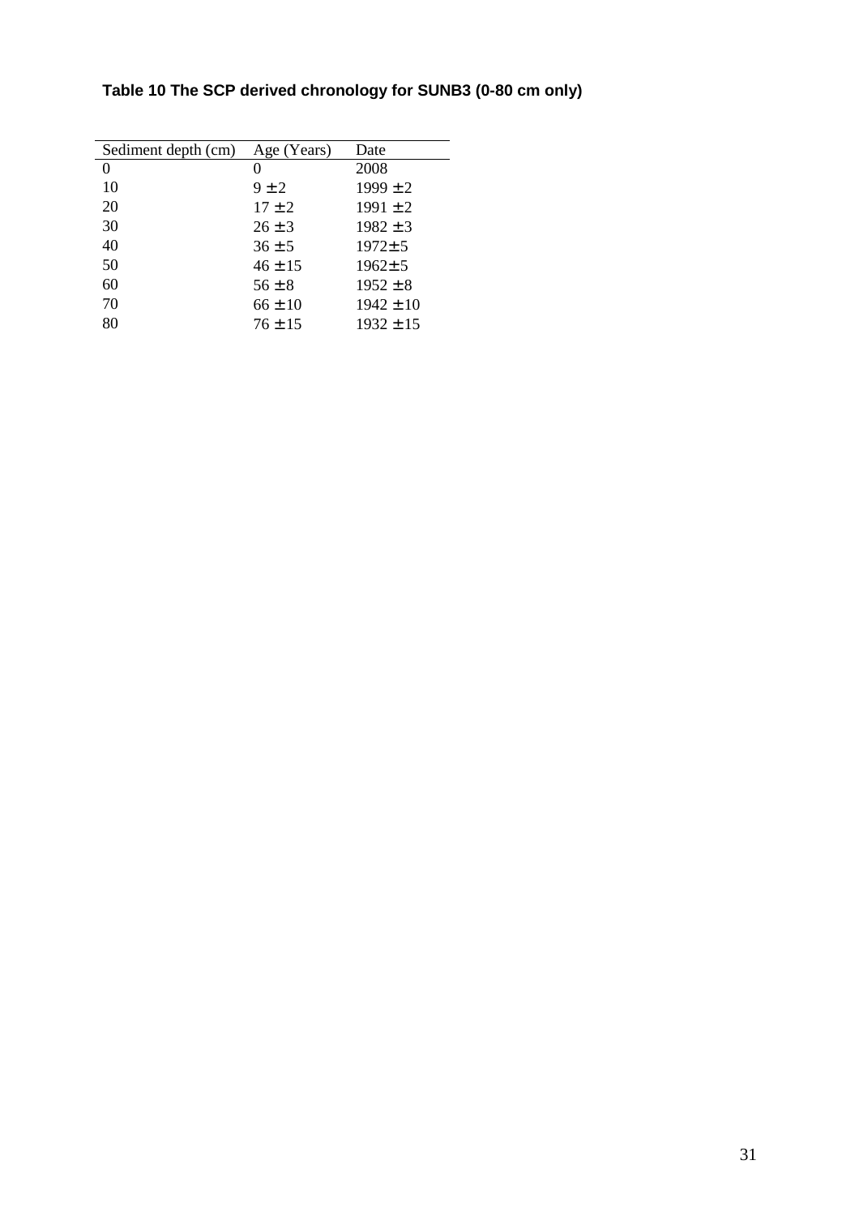**Table 10 The SCP derived chronology for SUNB3 (0-80 cm only)**

| Sediment depth (cm) | Age (Years) | Date |
|---|---|---|
| 0 | 0 | 2008 |
| 10 | 9 ± 2 | 1999 ± 2 |
| 20 | 17 ± 2 | 1991 ± 2 |
| 30 | 26 ± 3 | 1982 ± 3 |
| 40 | 36 ± 5 | 1972± 5 |
| 50 | 46 ± 15 | 1962± 5 |
| 60 | 56 ± 8 | 1952 ± 8 |
| 70 | 66 ± 10 | 1942 ± 10 |
| 80 | 76 ± 15 | 1932 ± 15 |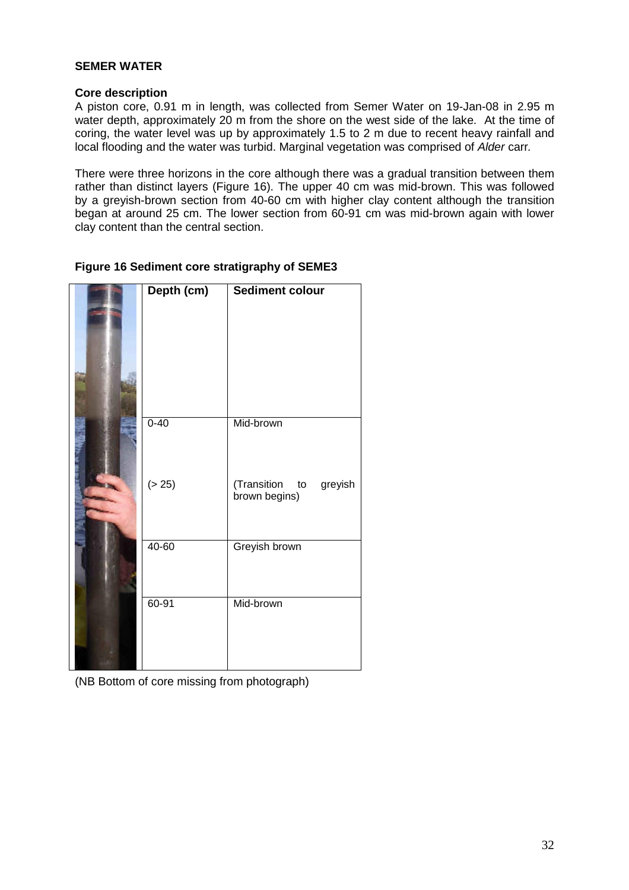**SEMER WATER**

**Core description**

A piston core, 0.91 m in length, was collected from Semer Water on 19-Jan-08 in 2.95 m water depth, approximately 20 m from the shore on the west side of the lake. At the time of coring, the water level was up by approximately 1.5 to 2 m due to recent heavy rainfall and local flooding and the water was turbid. Marginal vegetation was comprised of *Alder* carr.

There were three horizons in the core although there was a gradual transition between them rather than distinct layers (Figure 16). The upper 40 cm was mid-brown. This was followed by a greyish-brown section from 40-60 cm with higher clay content although the transition began at around 25 cm. The lower section from 60-91 cm was mid-brown again with lower clay content than the central section.

**Figure 16 Sediment core stratigraphy of SEME3**

| Depth (cm) | Sediment colour |
|---|---|
| 0-40 | Mid-brown |
| (> 25) | (Transition to greyish brown begins) |
| 40-60 | Greyish brown |
| 60-91 | Mid-brown |

(NB Bottom of core missing from photograph)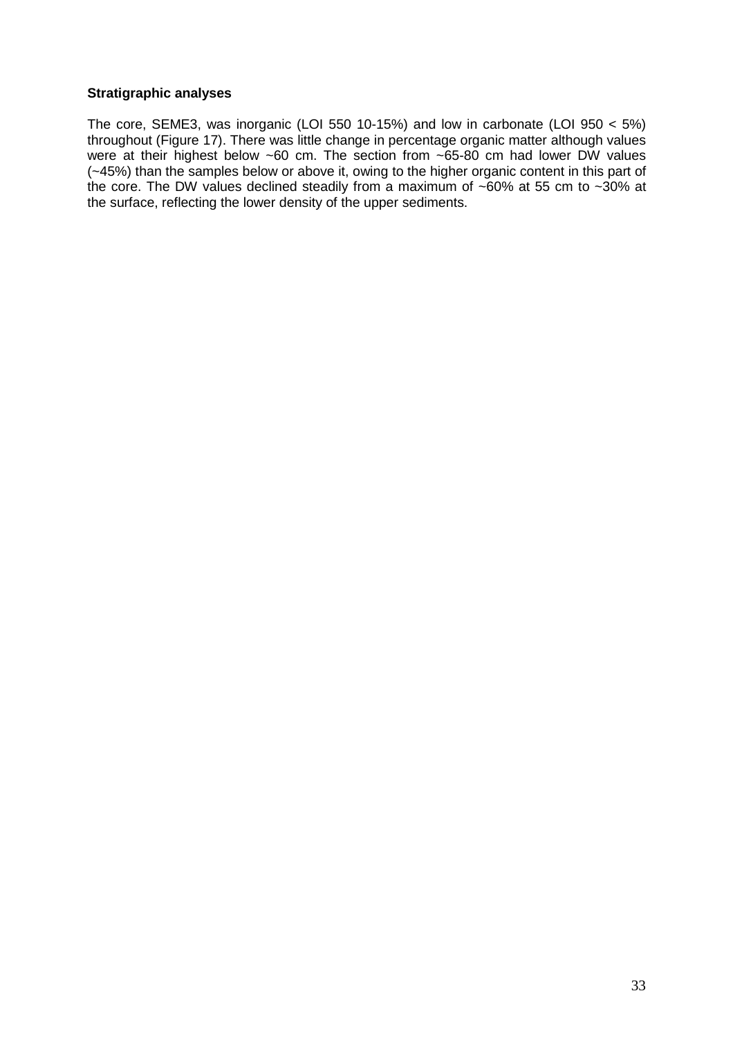**Stratigraphic analyses**

The core, SEME3, was inorganic (LOI 550 10-15%) and low in carbonate (LOI 950 < 5%) throughout (Figure 17). There was little change in percentage organic matter although values were at their highest below ~60 cm. The section from ~65-80 cm had lower DW values (~45%) than the samples below or above it, owing to the higher organic content in this part of the core. The DW values declined steadily from a maximum of ~60% at 55 cm to ~30% at the surface, reflecting the lower density of the upper sediments.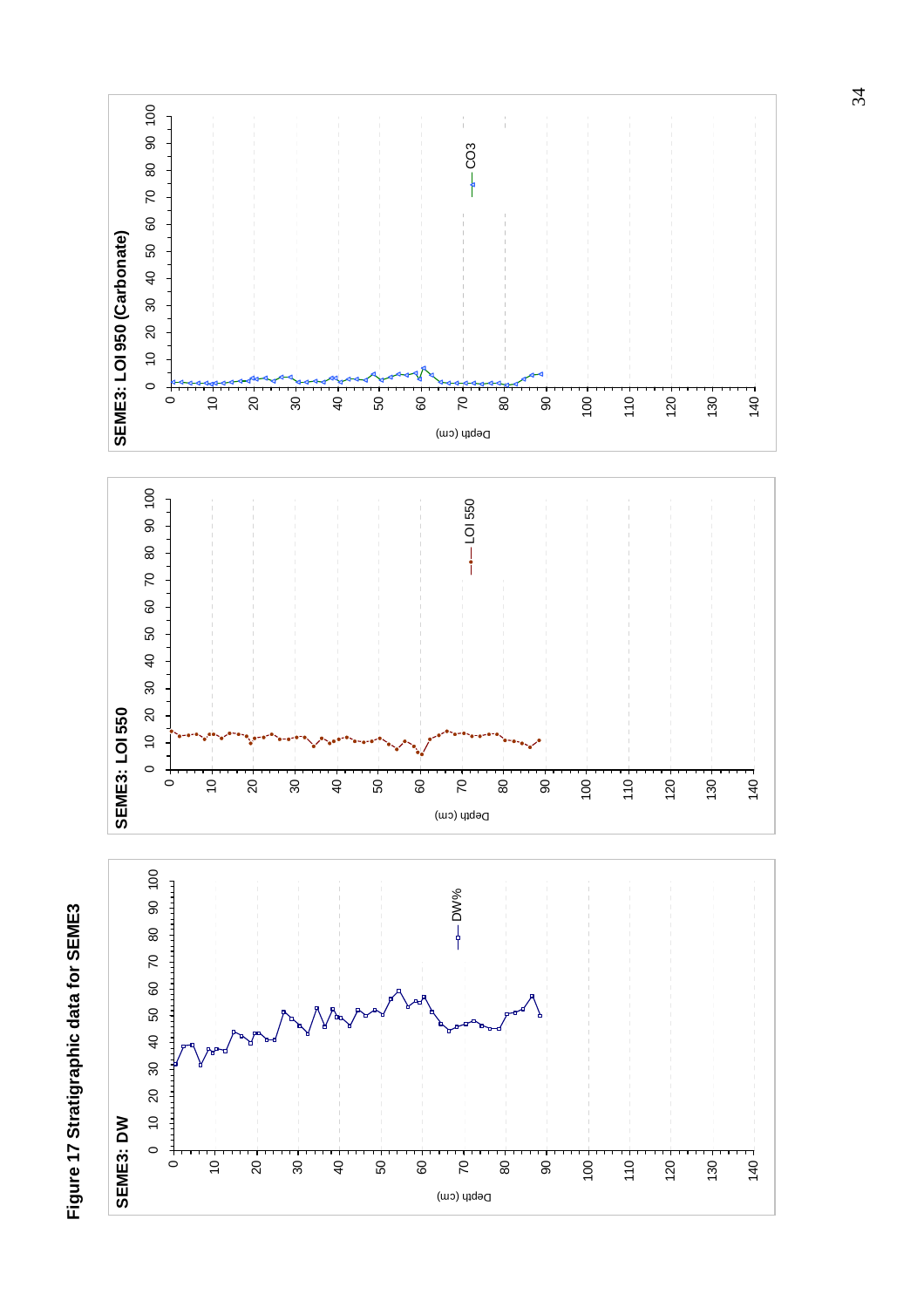**Figure 17 Stratigraphic data for SEME3**

**SEME3: DW**

**SEME3: LOI 550**

**SEME3: LOI 950 (Carbonate)**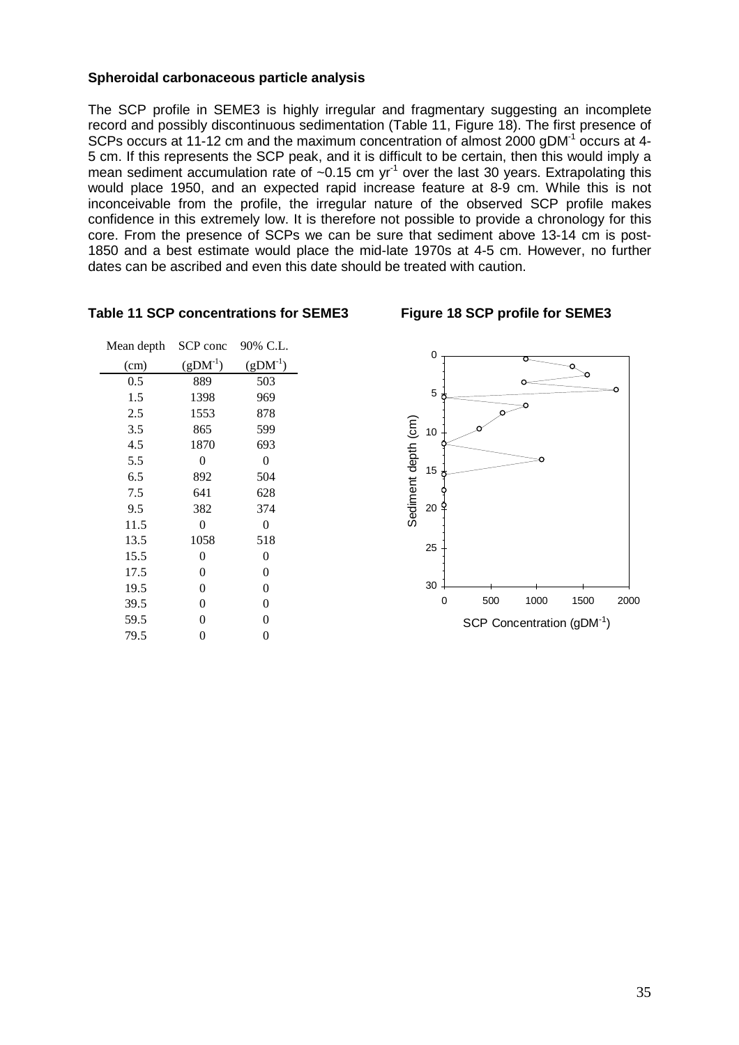**Spheroidal carbonaceous particle analysis**

The SCP profile in SEME3 is highly irregular and fragmentary suggesting an incomplete record and possibly discontinuous sedimentation (Table 11, Figure 18). The first presence of SCPs occurs at 11-12 cm and the maximum concentration of almost 2000 $gDM^{-1}$ occurs at 4-5 cm. If this represents the SCP peak, and it is difficult to be certain, then this would imply a mean sediment accumulation rate of ~0.15 cm $yr^{-1}$ over the last 30 years. Extrapolating this would place 1950, and an expected rapid increase feature at 8-9 cm. While this is not inconceivable from the profile, the irregular nature of the observed SCP profile makes confidence in this extremely low. It is therefore not possible to provide a chronology for this core. From the presence of SCPs we can be sure that sediment above 13-14 cm is post-1850 and a best estimate would place the mid-late 1970s at 4-5 cm. However, no further dates can be ascribed and even this date should be treated with caution.

**Table 11 SCP concentrations for SEME3**

| Mean depth (cm) | SCP conc ($gDM^{-1}$) | 90% C.L. ($gDM^{-1}$) |
|---|---|---|
| 0.5 | 889 | 503 |
| 1.5 | 1398 | 969 |
| 2.5 | 1553 | 878 |
| 3.5 | 865 | 599 |
| 4.5 | 1870 | 693 |
| 5.5 | 0 | 0 |
| 6.5 | 892 | 504 |
| 7.5 | 641 | 628 |
| 9.5 | 382 | 374 |
| 11.5 | 0 | 0 |
| 13.5 | 1058 | 518 |
| 15.5 | 0 | 0 |
| 17.5 | 0 | 0 |
| 19.5 | 0 | 0 |
| 39.5 | 0 | 0 |
| 59.5 | 0 | 0 |
| 79.5 | 0 | 0 |

**Figure 18 SCP profile for SEME3**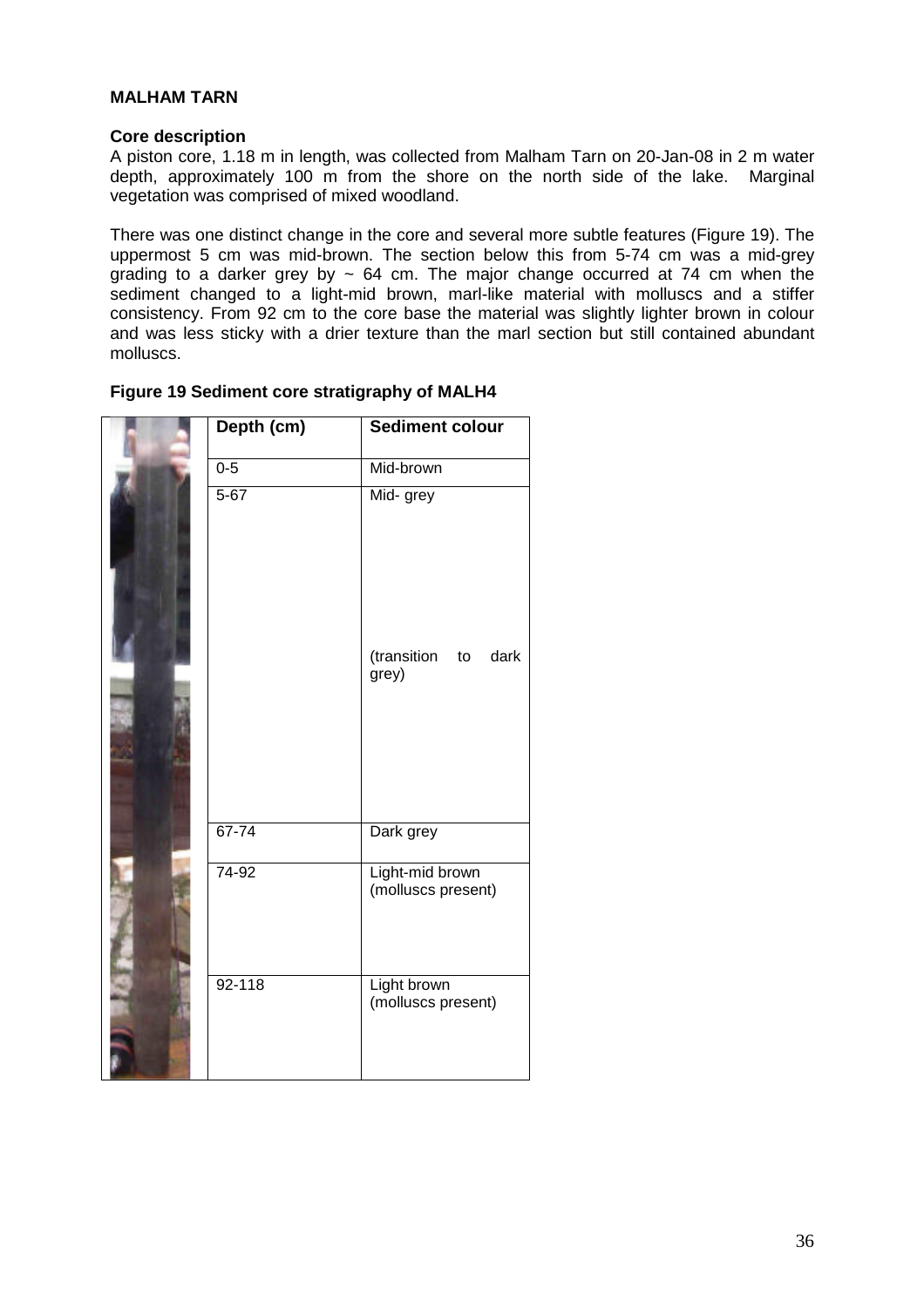**MALHAM TARN**

**Core description**

A piston core, 1.18 m in length, was collected from Malham Tarn on 20-Jan-08 in 2 m water depth, approximately 100 m from the shore on the north side of the lake. Marginal vegetation was comprised of mixed woodland.

There was one distinct change in the core and several more subtle features (Figure 19). The uppermost 5 cm was mid-brown. The section below this from 5-74 cm was a mid-grey grading to a darker grey by ~ 64 cm. The major change occurred at 74 cm when the sediment changed to a light-mid brown, marl-like material with molluscs and a stiffer consistency. From 92 cm to the core base the material was slightly lighter brown in colour and was less sticky with a drier texture than the marl section but still contained abundant molluscs.

**Figure 19 Sediment core stratigraphy of MALH4**

| Depth (cm) | Sediment colour |
|---|---|
| 0-5 | Mid-brown |
| 5-67 | Mid- grey (transition to dark grey) |
| 67-74 | Dark grey |
| 74-92 | Light-mid brown (molluscs present) |
| 92-118 | Light brown (molluscs present) |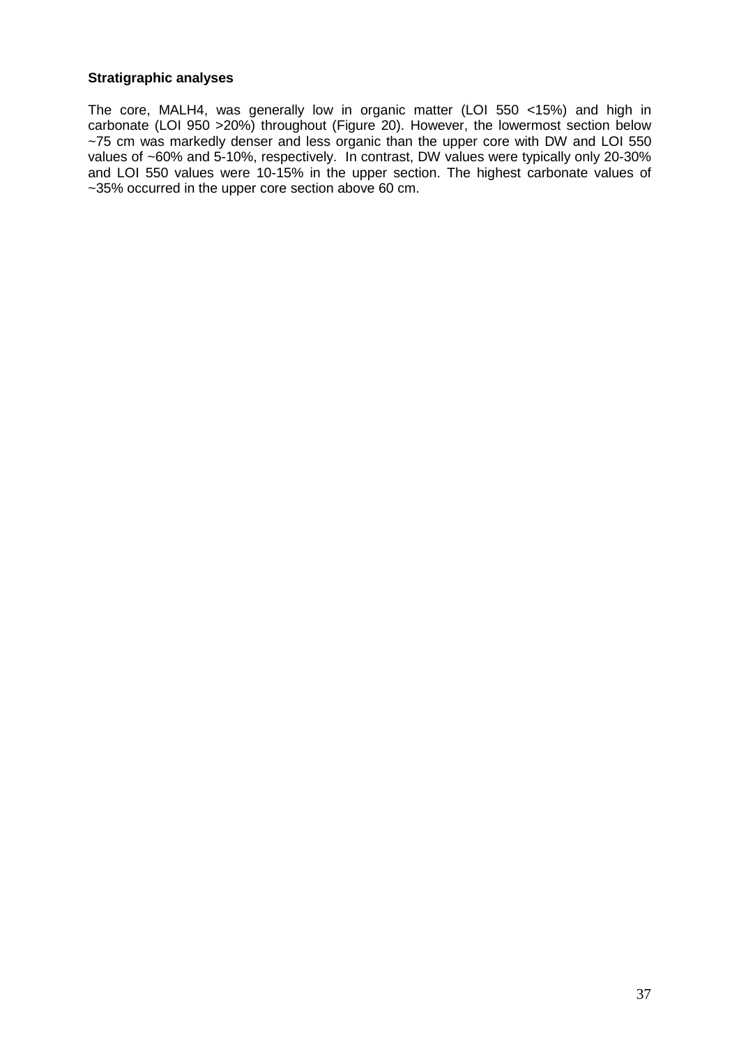**Stratigraphic analyses**

The core, MALH4, was generally low in organic matter (LOI 550 <15%) and high in carbonate (LOI 950 >20%) throughout (Figure 20). However, the lowermost section below ~75 cm was markedly denser and less organic than the upper core with DW and LOI 550 values of ~60% and 5-10%, respectively. In contrast, DW values were typically only 20-30% and LOI 550 values were 10-15% in the upper section. The highest carbonate values of ~35% occurred in the upper core section above 60 cm.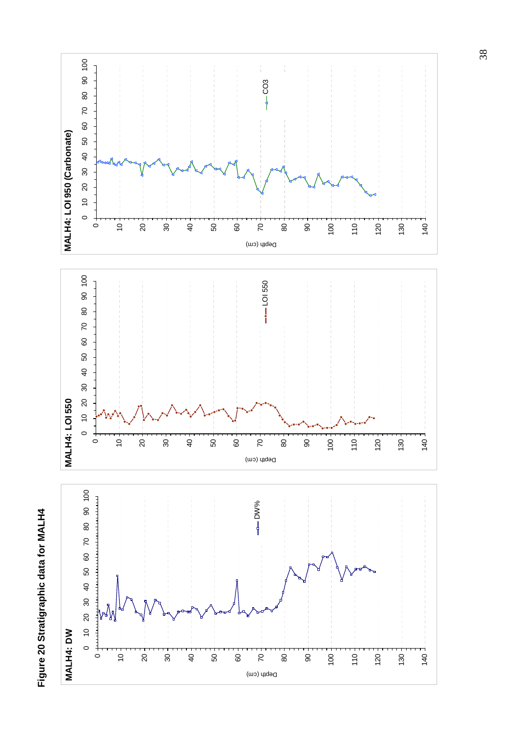**Figure 20 Stratigraphic data for MALH4**

**MALH4: DW**

**MALH4: LOI 550**

**MALH4: LOI 950 (Carbonate)**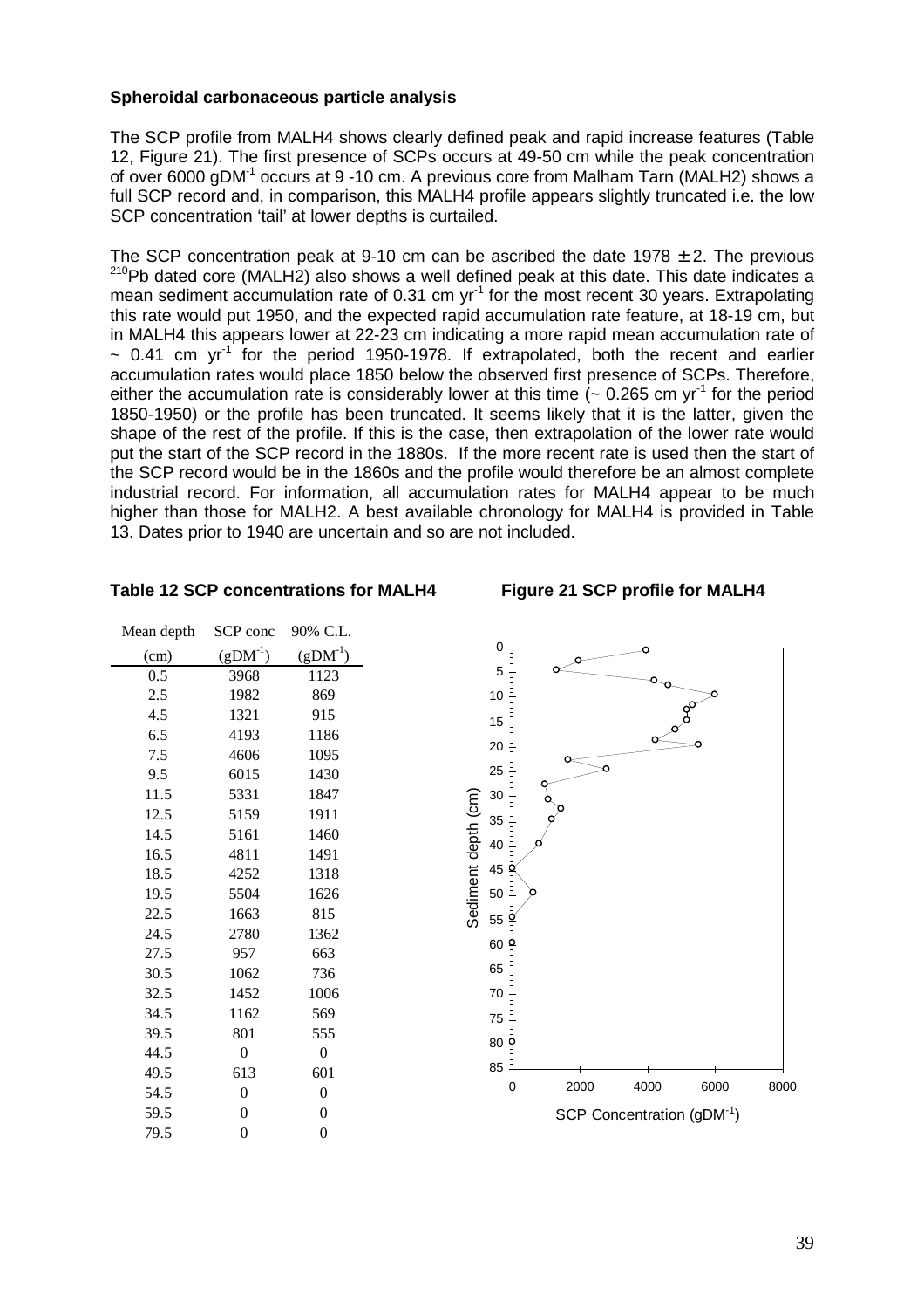**Spheroidal carbonaceous particle analysis**

The SCP profile from MALH4 shows clearly defined peak and rapid increase features (Table 12, Figure 21). The first presence of SCPs occurs at 49-50 cm while the peak concentration of over 6000 $gDM^{-1}$ occurs at 9 -10 cm. A previous core from Malham Tarn (MALH2) shows a full SCP record and, in comparison, this MALH4 profile appears slightly truncated i.e. the low SCP concentration 'tail' at lower depths is curtailed.

The SCP concentration peak at 9-10 cm can be ascribed the date 1978 ± 2. The previous $^{210}Pb$ dated core (MALH2) also shows a well defined peak at this date. This date indicates a mean sediment accumulation rate of 0.31 cm $yr^{-1}$ for the most recent 30 years. Extrapolating this rate would put 1950, and the expected rapid accumulation rate feature, at 18-19 cm, but in MALH4 this appears lower at 22-23 cm indicating a more rapid mean accumulation rate of ~ 0.41 cm $yr^{-1}$ for the period 1950-1978. If extrapolated, both the recent and earlier accumulation rates would place 1850 below the observed first presence of SCPs. Therefore, either the accumulation rate is considerably lower at this time (~ 0.265 cm $yr^{-1}$ for the period 1850-1950) or the profile has been truncated. It seems likely that it is the latter, given the shape of the rest of the profile. If this is the case, then extrapolation of the lower rate would put the start of the SCP record in the 1880s. If the more recent rate is used then the start of the SCP record would be in the 1860s and the profile would therefore be an almost complete industrial record. For information, all accumulation rates for MALH4 appear to be much higher than those for MALH2. A best available chronology for MALH4 is provided in Table 13. Dates prior to 1940 are uncertain and so are not included.

**Table 12 SCP concentrations for MALH4**

| Mean depth (cm) | SCP conc ($gDM^{-1}$) | 90% C.L. ($gDM^{-1}$) |
|---|---|---|
| 0.5 | 3968 | 1123 |
| 2.5 | 1982 | 869 |
| 4.5 | 1321 | 915 |
| 6.5 | 4193 | 1186 |
| 7.5 | 4606 | 1095 |
| 9.5 | 6015 | 1430 |
| 11.5 | 5331 | 1847 |
| 12.5 | 5159 | 1911 |
| 14.5 | 5161 | 1460 |
| 16.5 | 4811 | 1491 |
| 18.5 | 4252 | 1318 |
| 19.5 | 5504 | 1626 |
| 22.5 | 1663 | 815 |
| 24.5 | 2780 | 1362 |
| 27.5 | 957 | 663 |
| 30.5 | 1062 | 736 |
| 32.5 | 1452 | 1006 |
| 34.5 | 1162 | 569 |
| 39.5 | 801 | 555 |
| 44.5 | 0 | 0 |
| 49.5 | 613 | 601 |
| 54.5 | 0 | 0 |
| 59.5 | 0 | 0 |
| 79.5 | 0 | 0 |

**Figure 21 SCP profile for MALH4**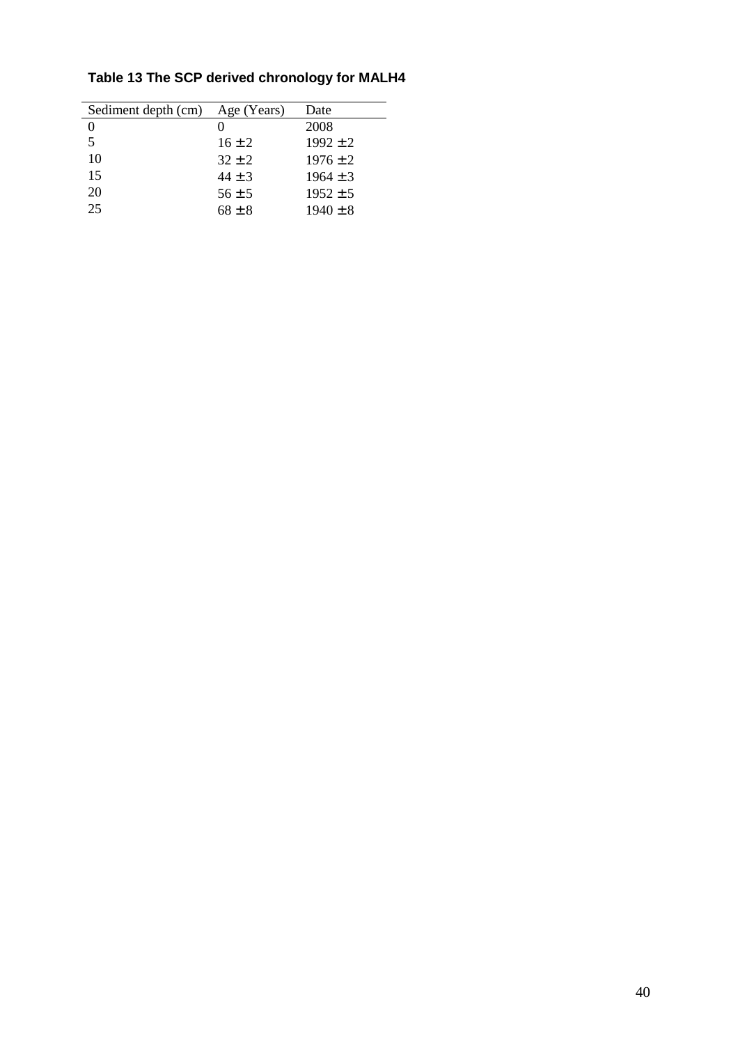**Table 13 The SCP derived chronology for MALH4**

| Sediment depth (cm) | Age (Years) | Date |
|---|---|---|
| 0 | 0 | 2008 |
| 5 | $16 \pm 2$ | $1992 \pm 2$ |
| 10 | $32 \pm 2$ | $1976 \pm 2$ |
| 15 | $44 \pm 3$ | $1964 \pm 3$ |
| 20 | $56 \pm 5$ | $1952 \pm 5$ |
| 25 | $68 \pm 8$ | $1940 \pm 8$ |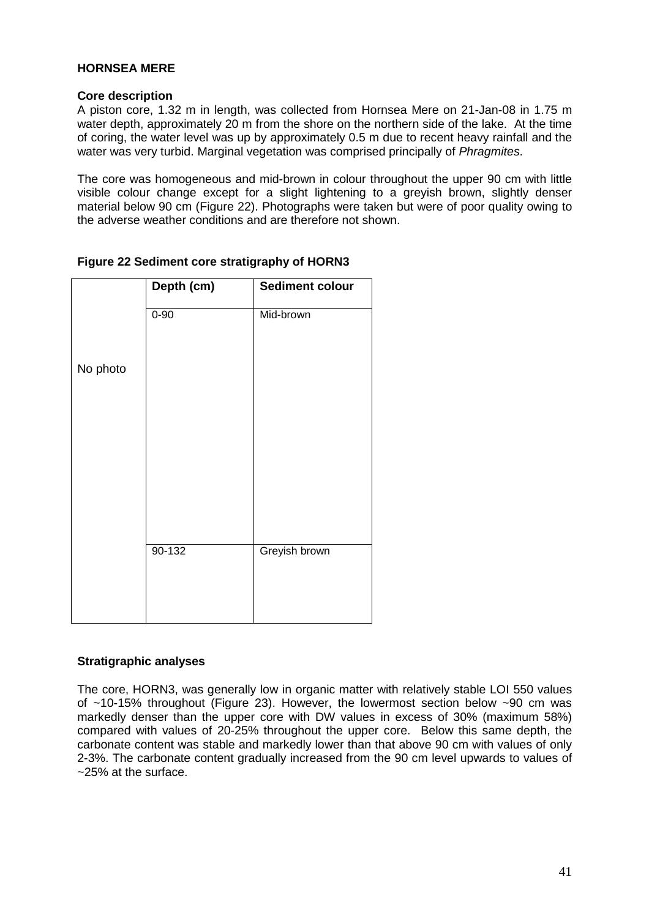## HORNSEA MERE

### Core description

A piston core, 1.32 m in length, was collected from Hornsea Mere on 21-Jan-08 in 1.75 m water depth, approximately 20 m from the shore on the northern side of the lake. At the time of coring, the water level was up by approximately 0.5 m due to recent heavy rainfall and the water was very turbid. Marginal vegetation was comprised principally of *Phragmites*.

The core was homogeneous and mid-brown in colour throughout the upper 90 cm with little visible colour change except for a slight lightening to a greyish brown, slightly denser material below 90 cm (Figure 22). Photographs were taken but were of poor quality owing to the adverse weather conditions and are therefore not shown.

**Figure 22 Sediment core stratigraphy of HORN3**

| | Depth (cm) | Sediment colour |
|---|---|---|
| No photo | 0-90 | Mid-brown |
| | 90-132 | Greyish brown |

### Stratigraphic analyses

The core, HORN3, was generally low in organic matter with relatively stable LOI 550 values of ~10-15% throughout (Figure 23). However, the lowermost section below ~90 cm was markedly denser than the upper core with DW values in excess of 30% (maximum 58%) compared with values of 20-25% throughout the upper core. Below this same depth, the carbonate content was stable and markedly lower than that above 90 cm with values of only 2-3%. The carbonate content gradually increased from the 90 cm level upwards to values of ~25% at the surface.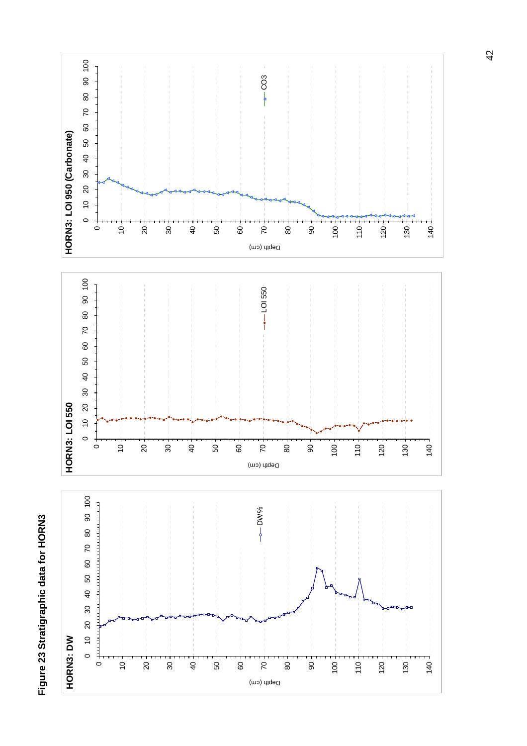**Figure 23 Stratigraphic data for HORN3**

**HORN3: DW**

**HORN3: LOI 550**

**HORN3: LOI 950 (Carbonate)**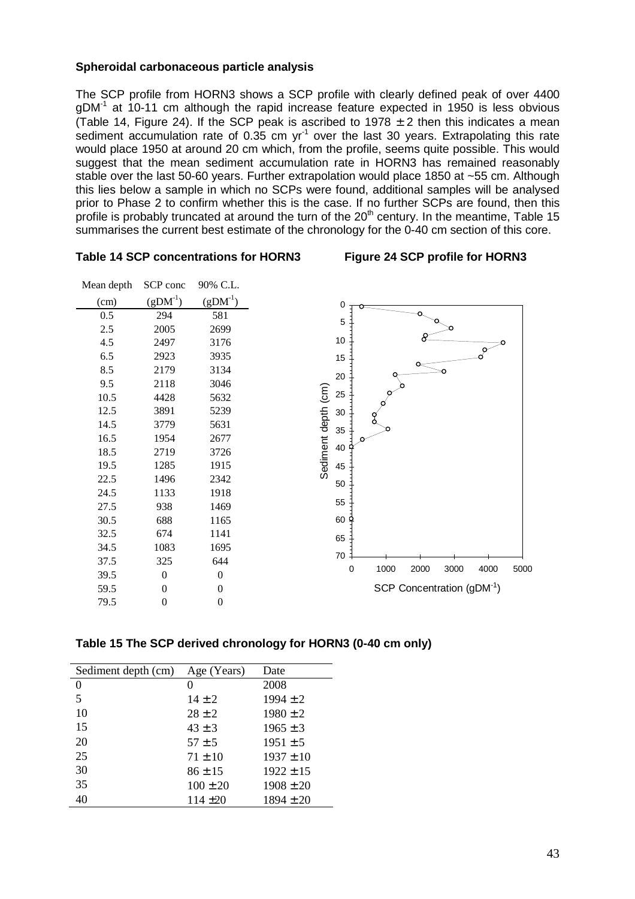**Spheroidal carbonaceous particle analysis**

The SCP profile from HORN3 shows a SCP profile with clearly defined peak of over 4400 $gDM^{-1}$ at 10-11 cm although the rapid increase feature expected in 1950 is less obvious (Table 14, Figure 24). If the SCP peak is ascribed to 1978 ± 2 then this indicates a mean sediment accumulation rate of 0.35 cm $yr^{-1}$ over the last 30 years. Extrapolating this rate would place 1950 at around 20 cm which, from the profile, seems quite possible. This would suggest that the mean sediment accumulation rate in HORN3 has remained reasonably stable over the last 50-60 years. Further extrapolation would place 1850 at ~55 cm. Although this lies below a sample in which no SCPs were found, additional samples will be analysed prior to Phase 2 to confirm whether this is the case. If no further SCPs are found, then this profile is probably truncated at around the turn of the 20th century. In the meantime, Table 15 summarises the current best estimate of the chronology for the 0-40 cm section of this core.

**Table 14 SCP concentrations for HORN3**

| Mean depth (cm) | SCP conc ($gDM^{-1}$) | 90% C.L. ($gDM^{-1}$) |
|---|---|---|
| 0.5 | 294 | 581 |
| 2.5 | 2005 | 2699 |
| 4.5 | 2497 | 3176 |
| 6.5 | 2923 | 3935 |
| 8.5 | 2179 | 3134 |
| 9.5 | 2118 | 3046 |
| 10.5 | 4428 | 5632 |
| 12.5 | 3891 | 5239 |
| 14.5 | 3779 | 5631 |
| 16.5 | 1954 | 2677 |
| 18.5 | 2719 | 3726 |
| 19.5 | 1285 | 1915 |
| 22.5 | 1496 | 2342 |
| 24.5 | 1133 | 1918 |
| 27.5 | 938 | 1469 |
| 30.5 | 688 | 1165 |
| 32.5 | 674 | 1141 |
| 34.5 | 1083 | 1695 |
| 37.5 | 325 | 644 |
| 39.5 | 0 | 0 |
| 59.5 | 0 | 0 |
| 79.5 | 0 | 0 |

**Figure 24 SCP profile for HORN3**

**Table 15 The SCP derived chronology for HORN3 (0-40 cm only)**

| Sediment depth (cm) | Age (Years) | Date |
|---|---|---|
| 0 | 0 | 2008 |
| 5 | 14 ± 2 | 1994 ± 2 |
| 10 | 28 ± 2 | 1980 ± 2 |
| 15 | 43 ± 3 | 1965 ± 3 |
| 20 | 57 ± 5 | 1951 ± 5 |
| 25 | 71 ± 10 | 1937 ± 10 |
| 30 | 86 ± 15 | 1922 ± 15 |
| 35 | 100 ± 20 | 1908 ± 20 |
| 40 | 114 ±20 | 1894 ± 20 |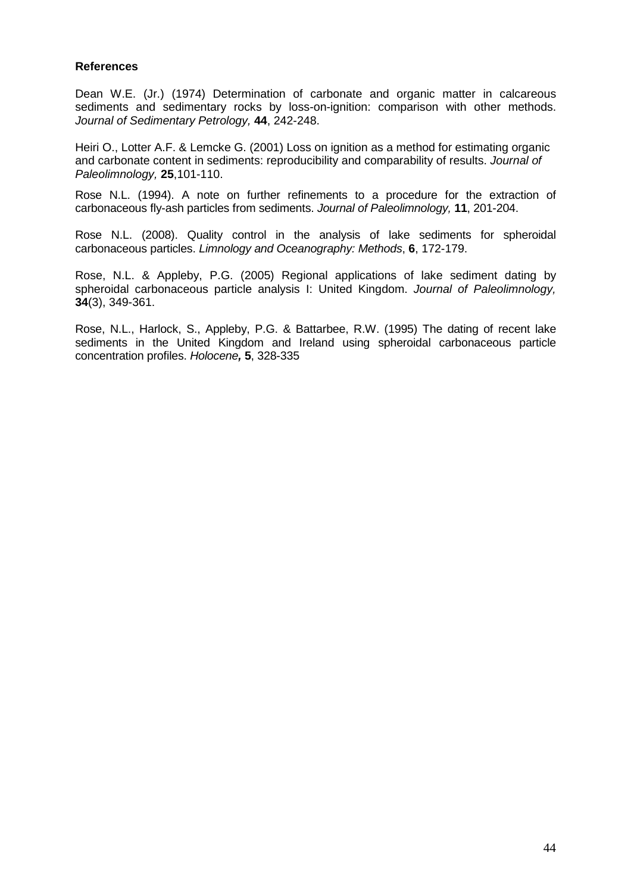**References**

Dean W.E. (Jr.) (1974) Determination of carbonate and organic matter in calcareous sediments and sedimentary rocks by loss-on-ignition: comparison with other methods. *Journal of Sedimentary Petrology,* **44**, 242-248.

Heiri O., Lotter A.F. & Lemcke G. (2001) Loss on ignition as a method for estimating organic and carbonate content in sediments: reproducibility and comparability of results. *Journal of Paleolimnology,* **25**,101-110.

Rose N.L. (1994). A note on further refinements to a procedure for the extraction of carbonaceous fly-ash particles from sediments. *Journal of Paleolimnology,* **11**, 201-204.

Rose N.L. (2008). Quality control in the analysis of lake sediments for spheroidal carbonaceous particles. *Limnology and Oceanography: Methods*, **6**, 172-179.

Rose, N.L. & Appleby, P.G. (2005) Regional applications of lake sediment dating by spheroidal carbonaceous particle analysis I: United Kingdom. *Journal of Paleolimnology,* **34**(3), 349-361.

Rose, N.L., Harlock, S., Appleby, P.G. & Battarbee, R.W. (1995) The dating of recent lake sediments in the United Kingdom and Ireland using spheroidal carbonaceous particle concentration profiles. *Holocene***,** **5**, 328-335